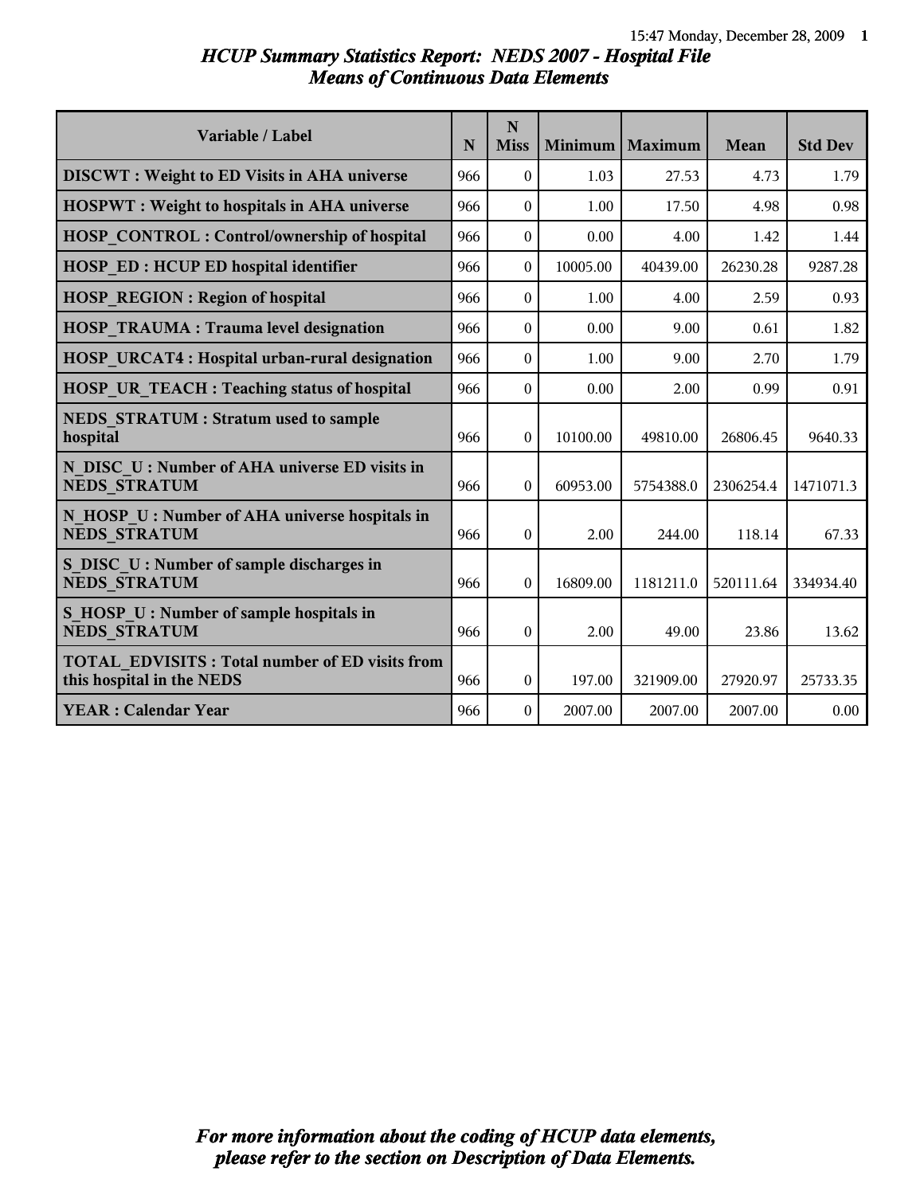# HCUP Summary Statistics Report: NEDS 2007 - Hospital File

## Means of Continuous Data Elements

| Variable / Label | N | N Miss | Minimum | Maximum | Mean | Std Dev |
|---|---|---|---|---|---|---|
| DISCWT : Weight to ED Visits in AHA universe | 966 | 0 | 1.03 | 27.53 | 4.73 | 1.79 |
| HOSPWT : Weight to hospitals in AHA universe | 966 | 0 | 1.00 | 17.50 | 4.98 | 0.98 |
| HOSP_CONTROL : Control/ownership of hospital | 966 | 0 | 0.00 | 4.00 | 1.42 | 1.44 |
| HOSP_ED : HCUP ED hospital identifier | 966 | 0 | 10005.00 | 40439.00 | 26230.28 | 9287.28 |
| HOSP_REGION : Region of hospital | 966 | 0 | 1.00 | 4.00 | 2.59 | 0.93 |
| HOSP_TRAUMA : Trauma level designation | 966 | 0 | 0.00 | 9.00 | 0.61 | 1.82 |
| HOSP_URCAT4 : Hospital urban-rural designation | 966 | 0 | 1.00 | 9.00 | 2.70 | 1.79 |
| HOSP_UR_TEACH : Teaching status of hospital | 966 | 0 | 0.00 | 2.00 | 0.99 | 0.91 |
| NEDS_STRATUM : Stratum used to sample hospital | 966 | 0 | 10100.00 | 49810.00 | 26806.45 | 9640.33 |
| N_DISC_U : Number of AHA universe ED visits in NEDS_STRATUM | 966 | 0 | 60953.00 | 5754388.0 | 2306254.4 | 1471071.3 |
| N_HOSP_U : Number of AHA universe hospitals in NEDS_STRATUM | 966 | 0 | 2.00 | 244.00 | 118.14 | 67.33 |
| S_DISC_U : Number of sample discharges in NEDS_STRATUM | 966 | 0 | 16809.00 | 1181211.0 | 520111.64 | 334934.40 |
| S_HOSP_U : Number of sample hospitals in NEDS_STRATUM | 966 | 0 | 2.00 | 49.00 | 23.86 | 13.62 |
| TOTAL_EDVISITS : Total number of ED visits from this hospital in the NEDS | 966 | 0 | 197.00 | 321909.00 | 27920.97 | 25733.35 |
| YEAR : Calendar Year | 966 | 0 | 2007.00 | 2007.00 | 2007.00 | 0.00 |

*For more information about the coding of HCUP data elements, please refer to the section on Description of Data Elements.*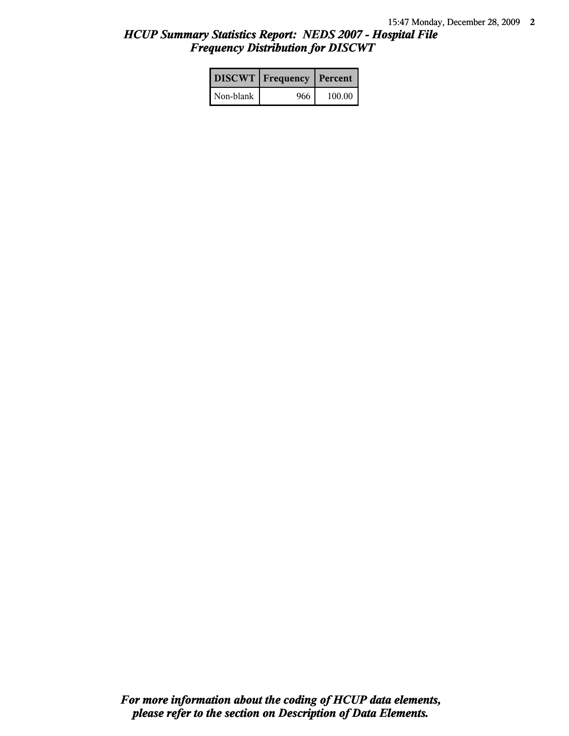## *HCUP Summary Statistics Report: NEDS 2007 - Hospital File*
## *Frequency Distribution for DISCWT*

| DISCWT | Frequency | Percent |
|---|---|---|
| Non-blank | 966 | 100.00 |

***For more information about the coding of HCUP data elements, please refer to the section on Description of Data Elements.***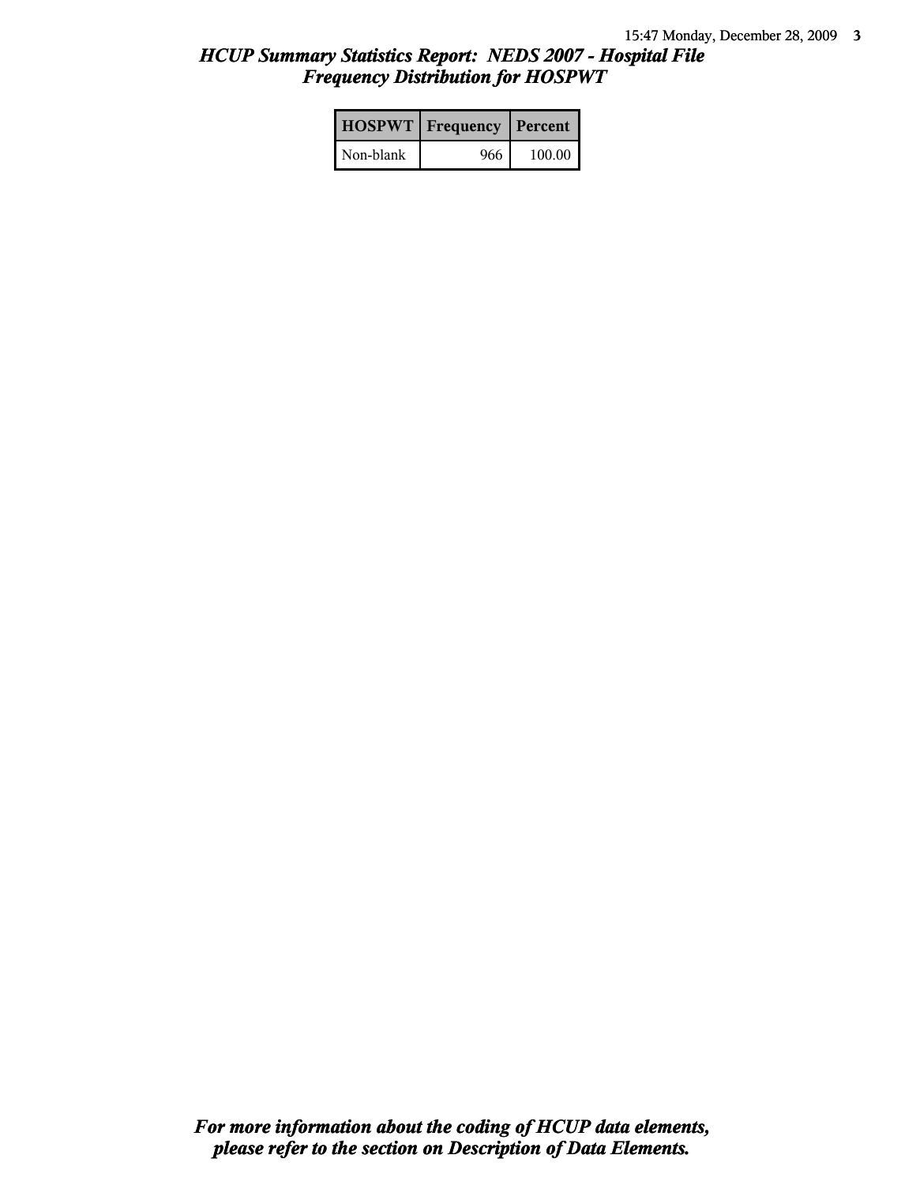## *HCUP Summary Statistics Report: NEDS 2007 - Hospital File*
## *Frequency Distribution for HOSPWT*

| HOSPWT | Frequency | Percent |
|---|---|---|
| Non-blank | 966 | 100.00 |

***For more information about the coding of HCUP data elements, please refer to the section on Description of Data Elements.***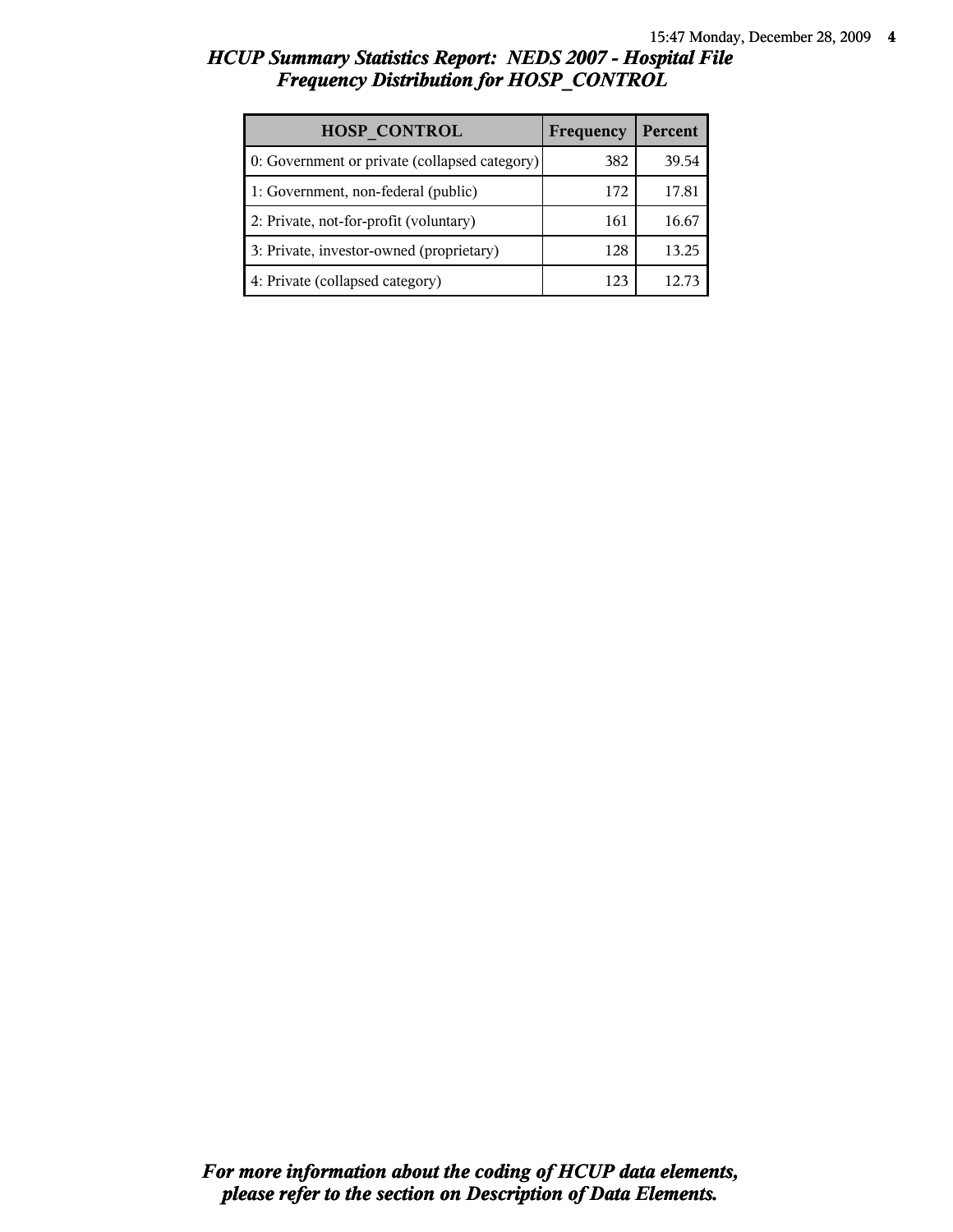# *HCUP Summary Statistics Report: NEDS 2007 - Hospital File*
## *Frequency Distribution for HOSP_CONTROL*

| HOSP_CONTROL | Frequency | Percent |
| --- | --- | --- |
| 0: Government or private (collapsed category) | 382 | 39.54 |
| 1: Government, non-federal (public) | 172 | 17.81 |
| 2: Private, not-for-profit (voluntary) | 161 | 16.67 |
| 3: Private, investor-owned (proprietary) | 128 | 13.25 |
| 4: Private (collapsed category) | 123 | 12.73 |

***For more information about the coding of HCUP data elements, please refer to the section on Description of Data Elements.***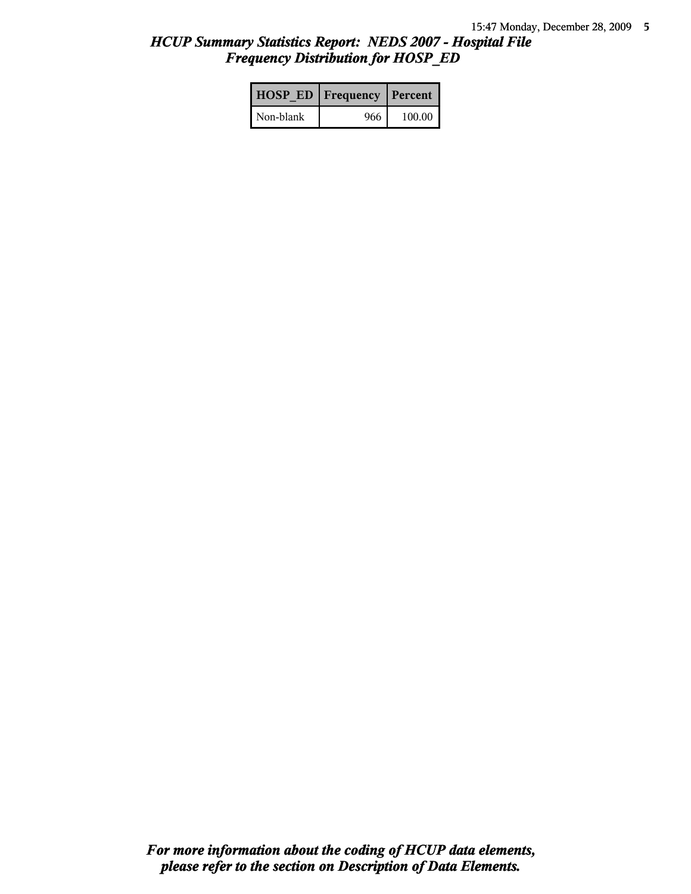## HCUP Summary Statistics Report: NEDS 2007 - Hospital File
## Frequency Distribution for HOSP_ED

| HOSP_ED | Frequency | Percent |
|---|---|---|
| Non-blank | 966 | 100.00 |

***For more information about the coding of HCUP data elements, please refer to the section on Description of Data Elements.***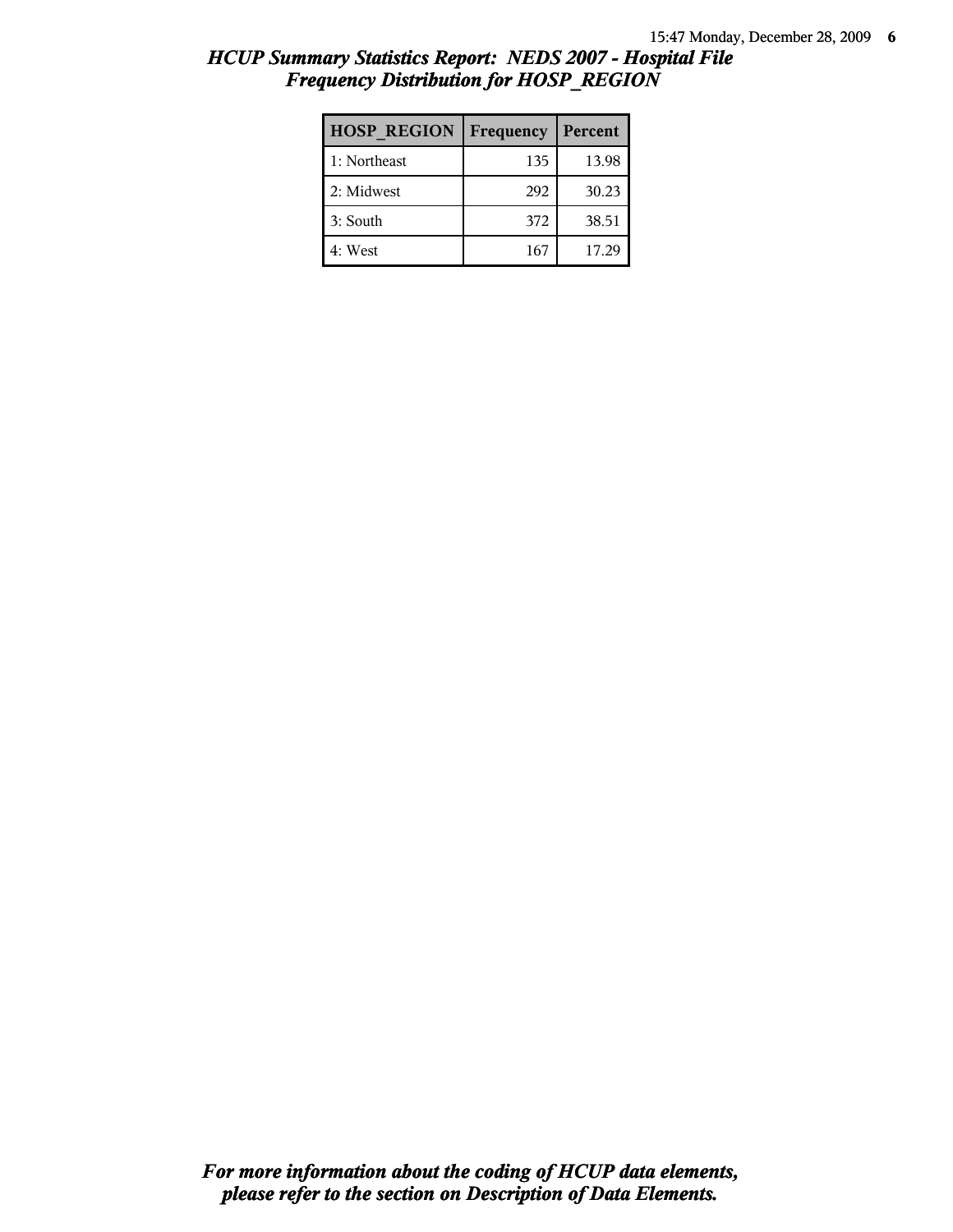## HCUP Summary Statistics Report: NEDS 2007 - Hospital File
## Frequency Distribution for HOSP_REGION

| HOSP_REGION | Frequency | Percent |
|---|---|---|
| 1: Northeast | 135 | 13.98 |
| 2: Midwest | 292 | 30.23 |
| 3: South | 372 | 38.51 |
| 4: West | 167 | 17.29 |

***For more information about the coding of HCUP data elements, please refer to the section on Description of Data Elements.***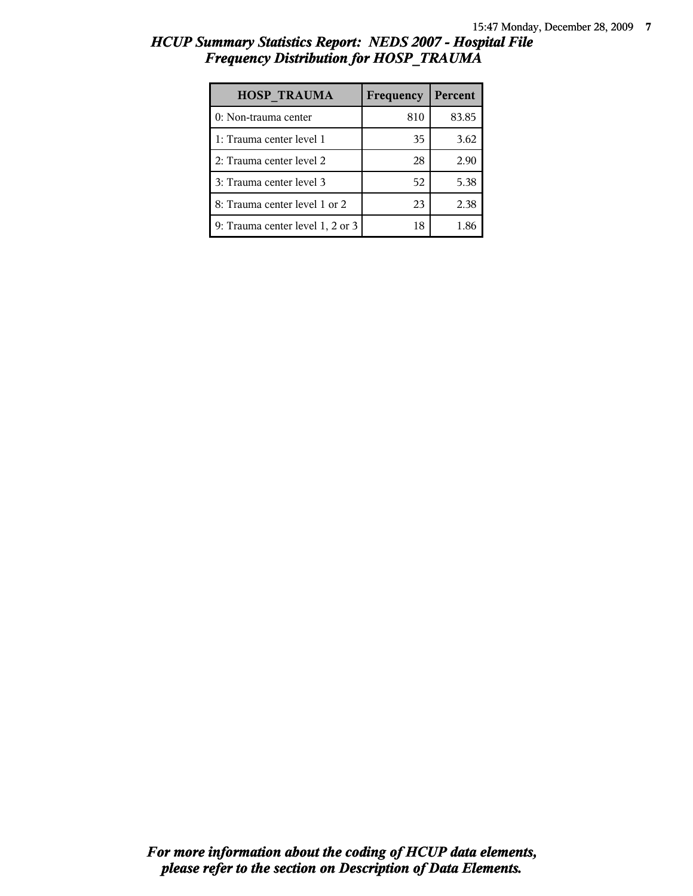# *HCUP Summary Statistics Report: NEDS 2007 - Hospital File*
## *Frequency Distribution for HOSP_TRAUMA*

| HOSP_TRAUMA | Frequency | Percent |
|---|---|---|
| 0: Non-trauma center | 810 | 83.85 |
| 1: Trauma center level 1 | 35 | 3.62 |
| 2: Trauma center level 2 | 28 | 2.90 |
| 3: Trauma center level 3 | 52 | 5.38 |
| 8: Trauma center level 1 or 2 | 23 | 2.38 |
| 9: Trauma center level 1, 2 or 3 | 18 | 1.86 |

***For more information about the coding of HCUP data elements, please refer to the section on Description of Data Elements.***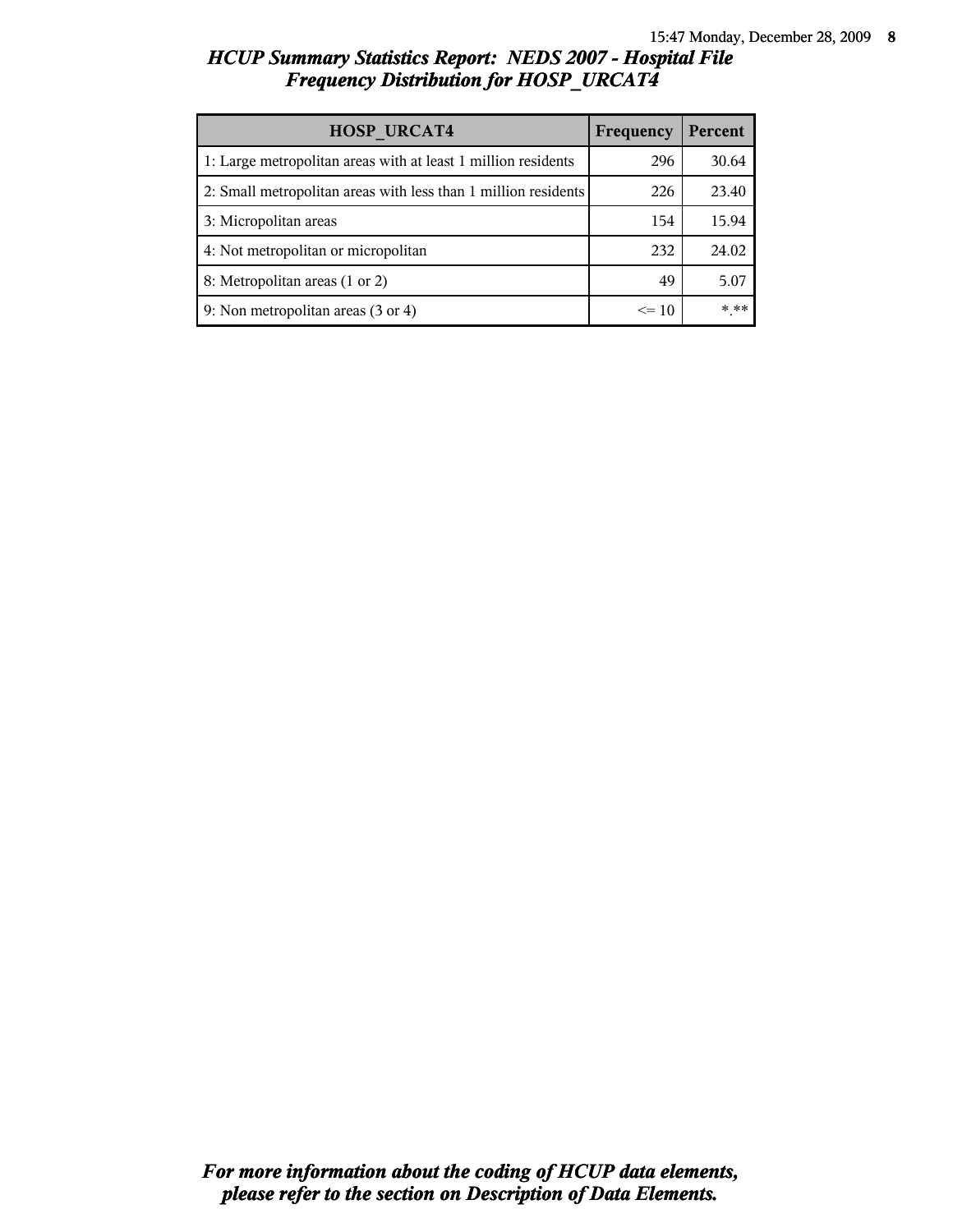# *HCUP Summary Statistics Report: NEDS 2007 - Hospital File*
## *Frequency Distribution for HOSP_URCAT4*

| HOSP_URCAT4 | Frequency | Percent |
|---|---|---|
| 1: Large metropolitan areas with at least 1 million residents | 296 | 30.64 |
| 2: Small metropolitan areas with less than 1 million residents | 226 | 23.40 |
| 3: Micropolitan areas | 154 | 15.94 |
| 4: Not metropolitan or micropolitan | 232 | 24.02 |
| 8: Metropolitan areas (1 or 2) | 49 | 5.07 |
| 9: Non metropolitan areas (3 or 4) | <= 10 | *.** |

***For more information about the coding of HCUP data elements, please refer to the section on Description of Data Elements.***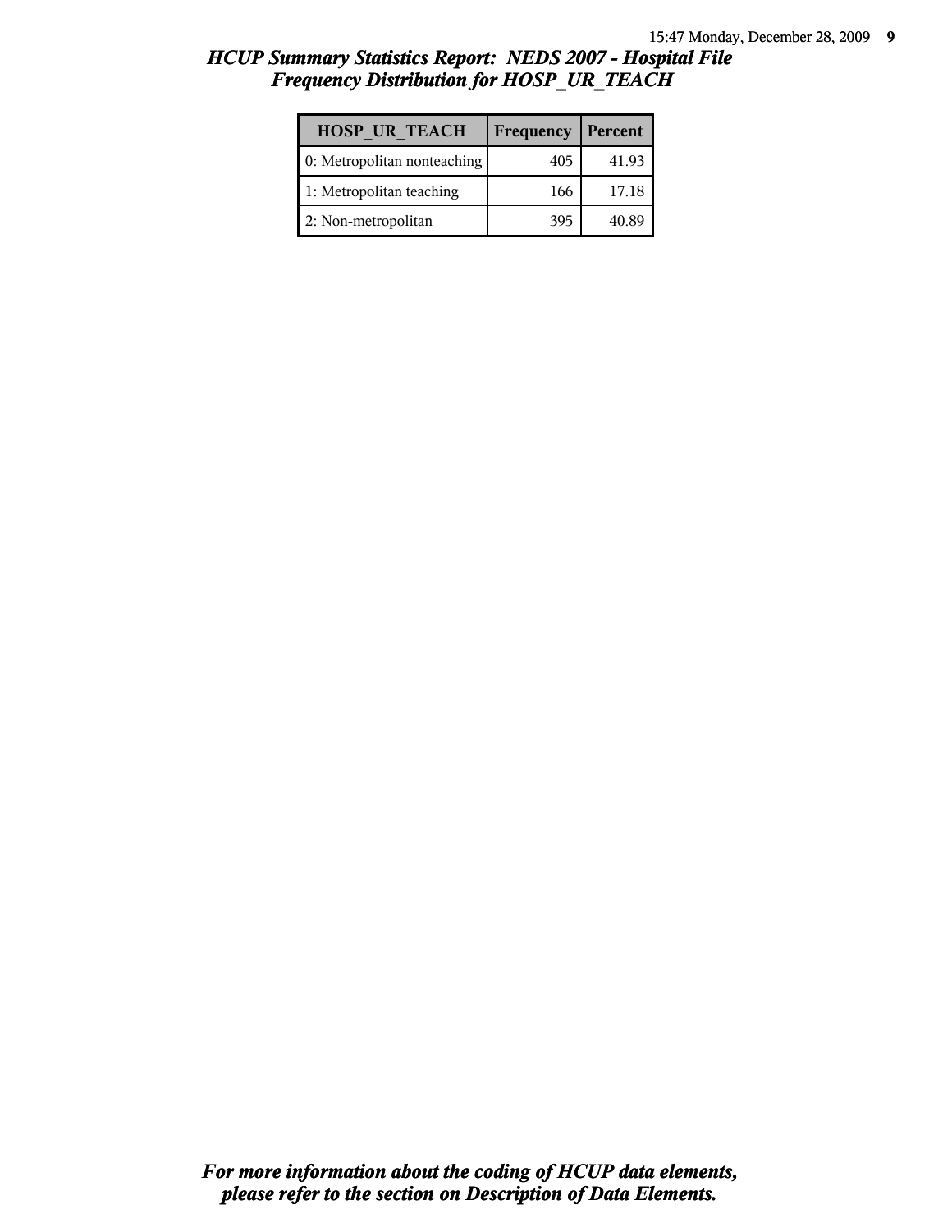# HCUP Summary Statistics Report: NEDS 2007 - Hospital File
## Frequency Distribution for HOSP_UR_TEACH

| HOSP_UR_TEACH | Frequency | Percent |
| --- | --- | --- |
| 0: Metropolitan nonteaching | 405 | 41.93 |
| 1: Metropolitan teaching | 166 | 17.18 |
| 2: Non-metropolitan | 395 | 40.89 |

***For more information about the coding of HCUP data elements, please refer to the section on Description of Data Elements.***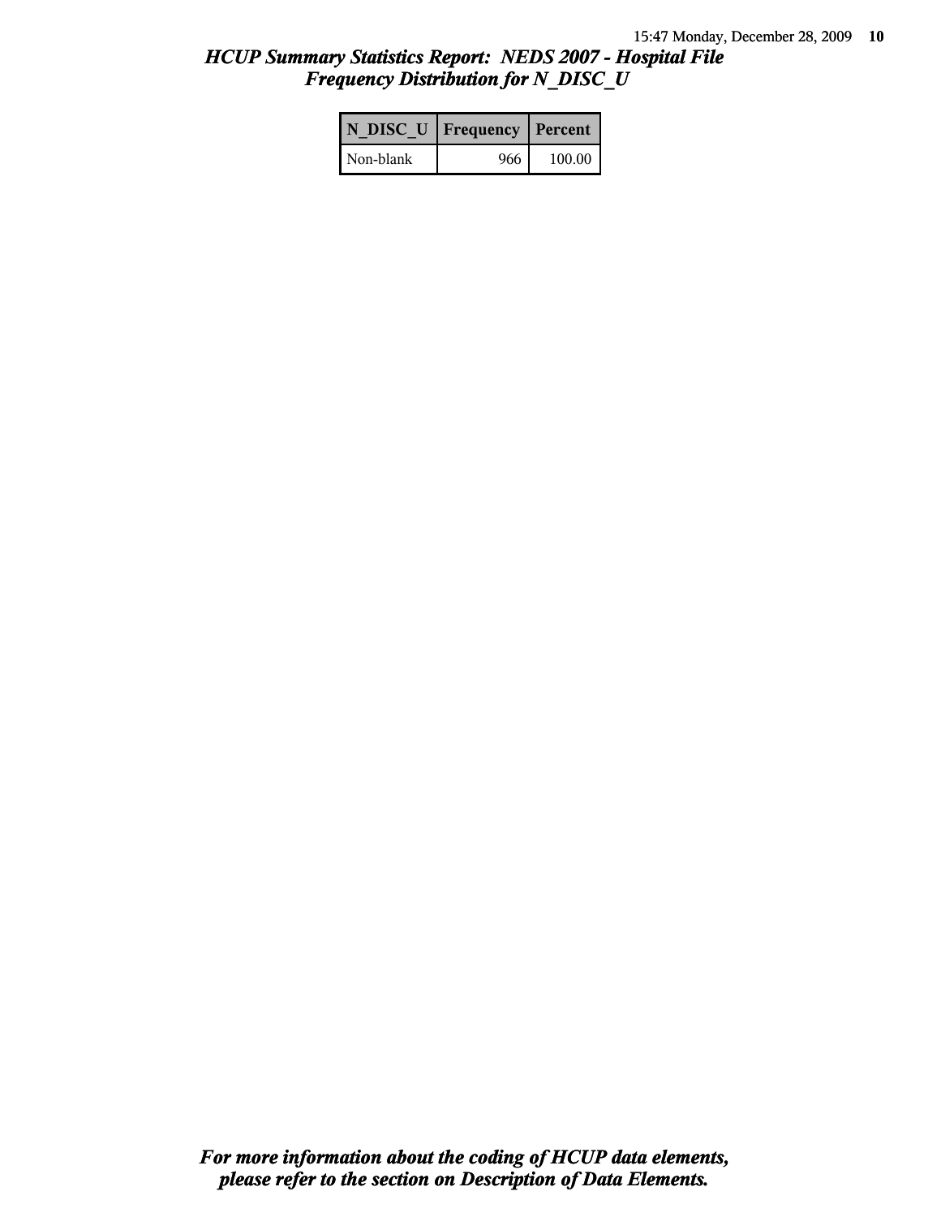# *HCUP Summary Statistics Report: NEDS 2007 - Hospital File*
## *Frequency Distribution for N_DISC_U*

| N_DISC_U | Frequency | Percent |
|---|---|---|
| Non-blank | 966 | 100.00 |

***For more information about the coding of HCUP data elements, please refer to the section on Description of Data Elements.***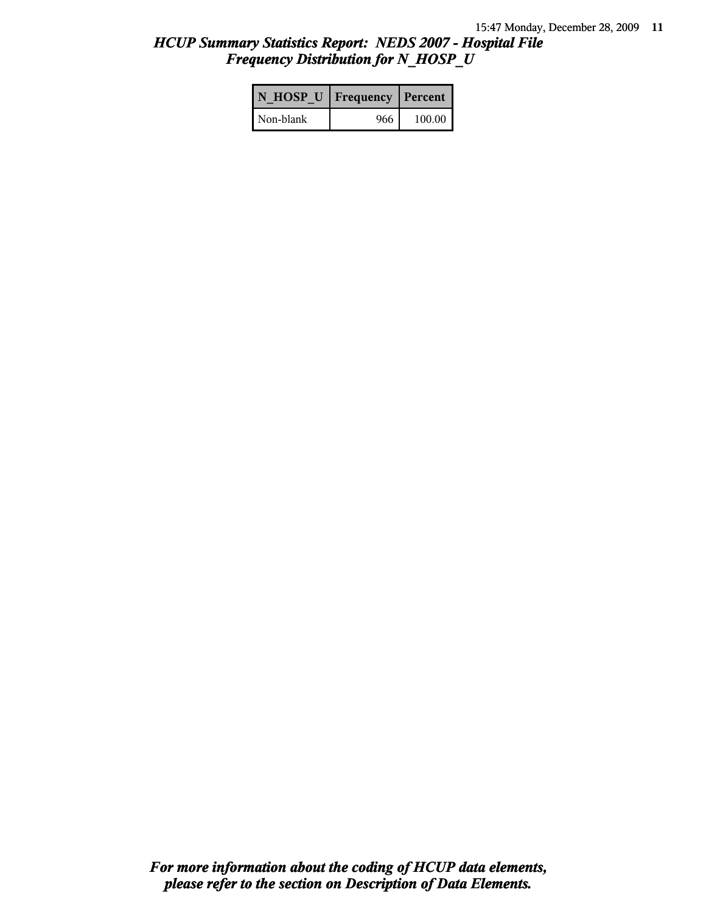# *HCUP Summary Statistics Report: NEDS 2007 - Hospital File*
## *Frequency Distribution for N_HOSP_U*

| N_HOSP_U | Frequency | Percent |
|---|---|---|
| Non-blank | 966 | 100.00 |

***For more information about the coding of HCUP data elements, please refer to the section on Description of Data Elements.***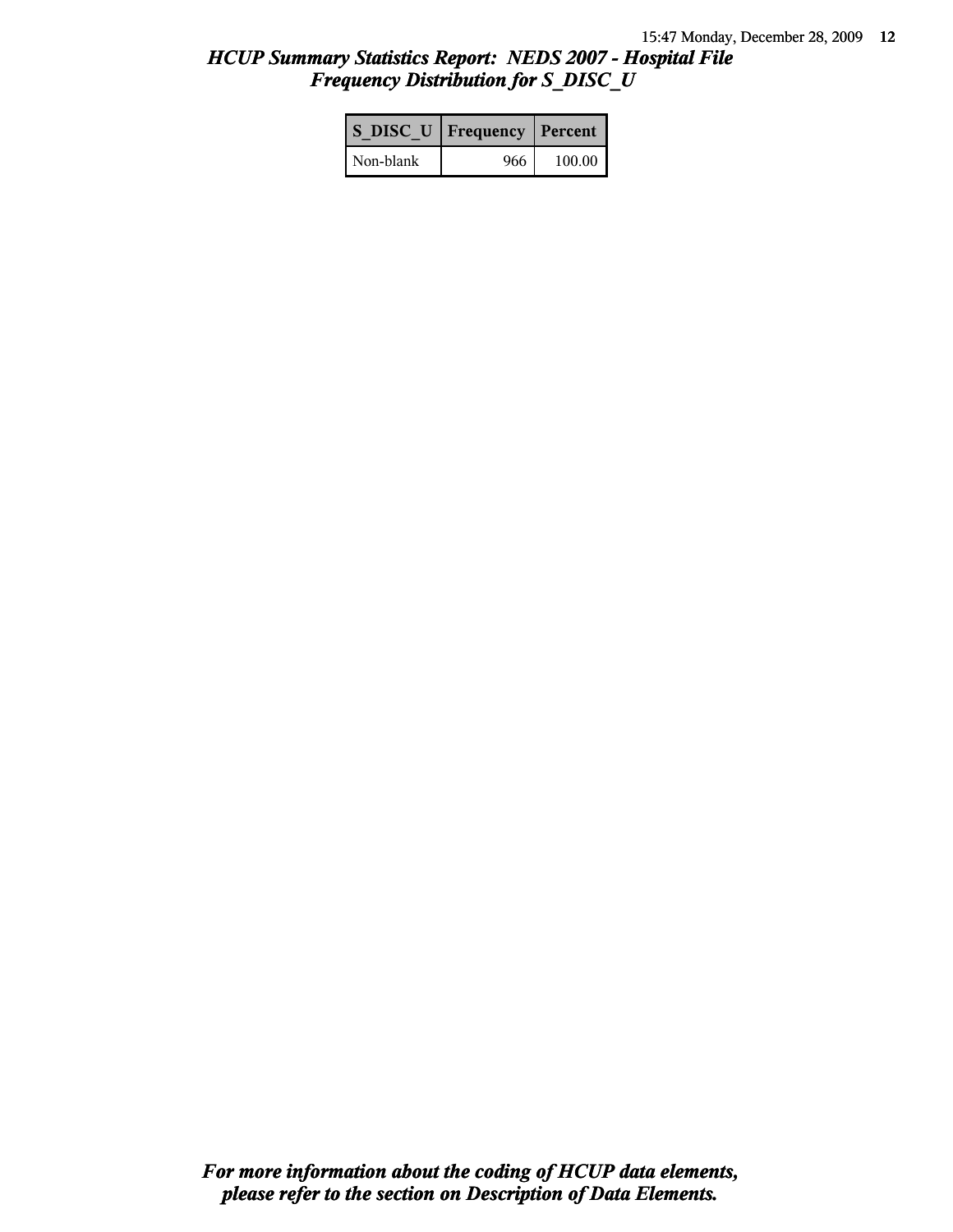# *HCUP Summary Statistics Report: NEDS 2007 - Hospital File*
## *Frequency Distribution for S_DISC_U*

| S_DISC_U | Frequency | Percent |
|---|---|---|
| Non-blank | 966 | 100.00 |

***For more information about the coding of HCUP data elements, please refer to the section on Description of Data Elements.***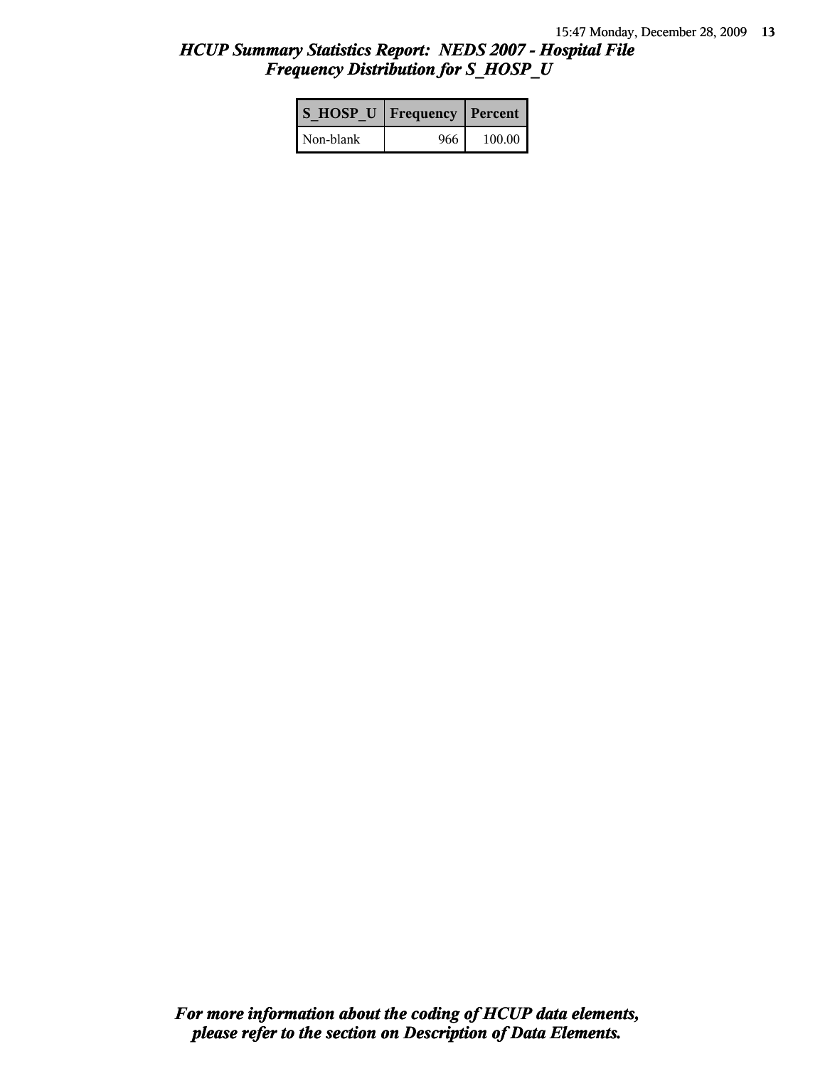# *HCUP Summary Statistics Report: NEDS 2007 - Hospital File*
## *Frequency Distribution for S_HOSP_U*

| S_HOSP_U | Frequency | Percent |
|---|---|---|
| Non-blank | 966 | 100.00 |

***For more information about the coding of HCUP data elements, please refer to the section on Description of Data Elements.***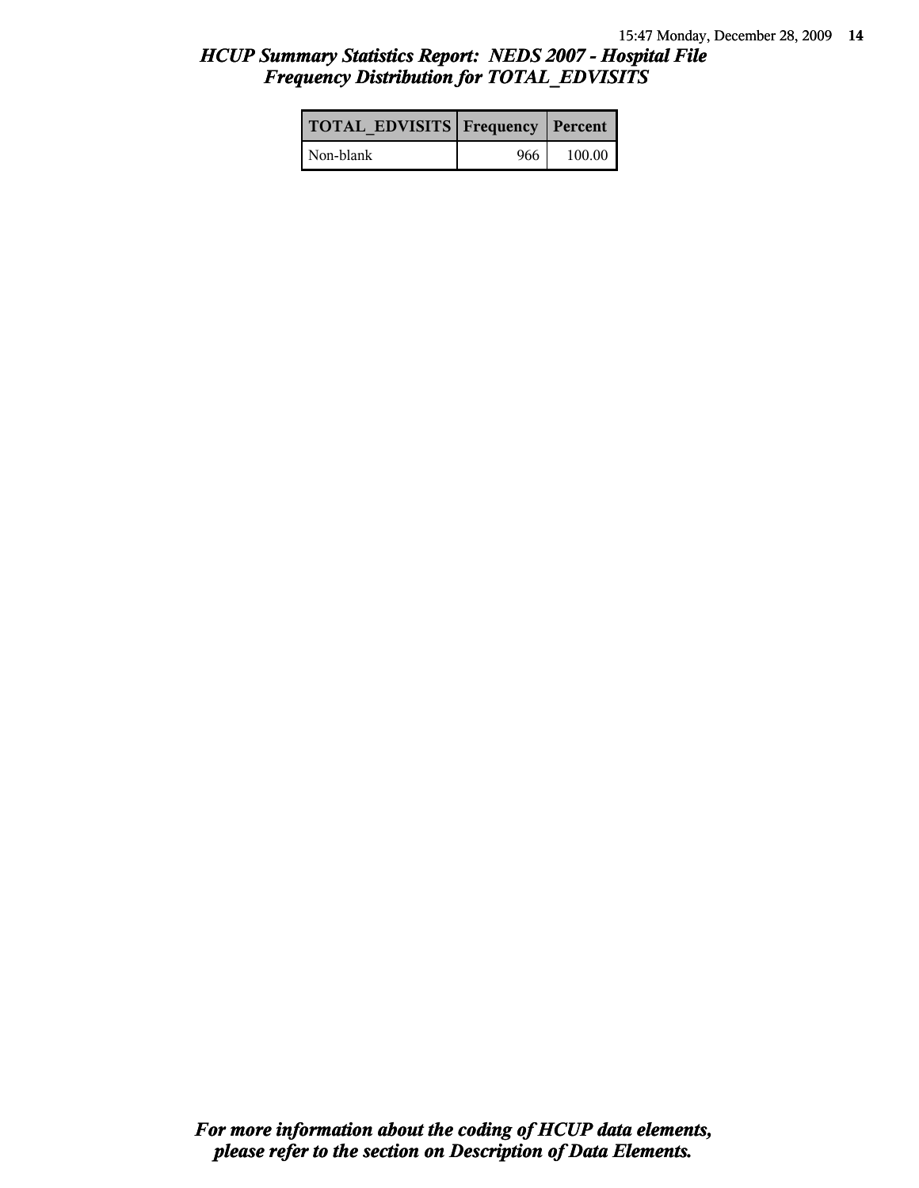# *HCUP Summary Statistics Report: NEDS 2007 - Hospital File*
## *Frequency Distribution for TOTAL_EDVISITS*

| TOTAL_EDVISITS | Frequency | Percent |
|---|---|---|
| Non-blank | 966 | 100.00 |

***For more information about the coding of HCUP data elements, please refer to the section on Description of Data Elements.***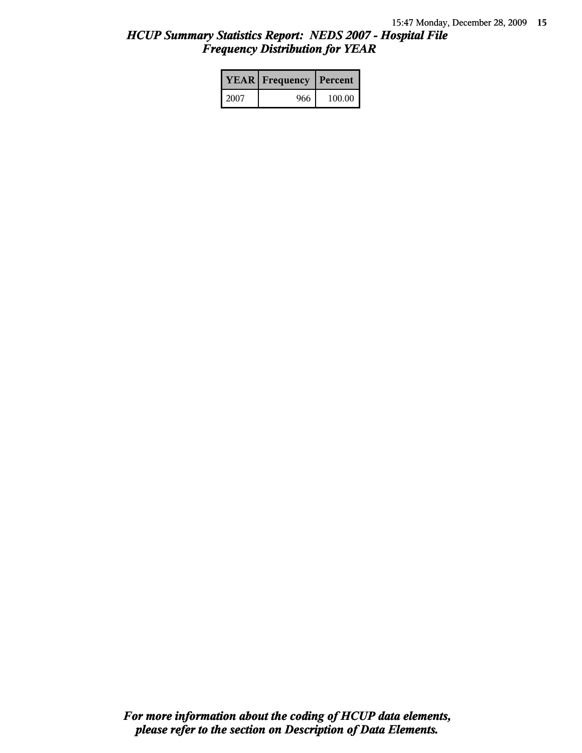## *HCUP Summary Statistics Report: NEDS 2007 - Hospital File*
## *Frequency Distribution for YEAR*

| YEAR | Frequency | Percent |
|---|---|---|
| 2007 | 966 | 100.00 |

***For more information about the coding of HCUP data elements, please refer to the section on Description of Data Elements.***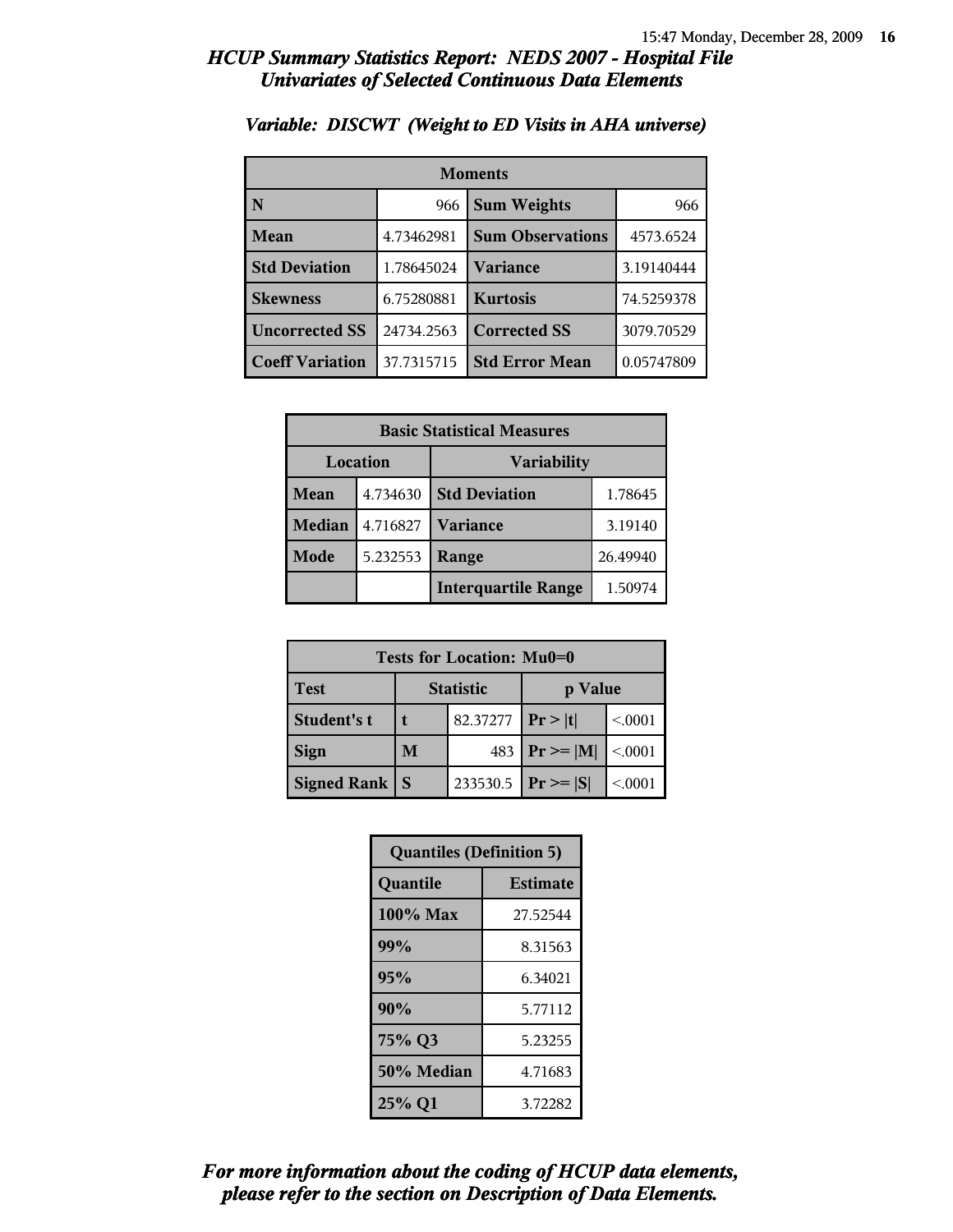# HCUP Summary Statistics Report: NEDS 2007 - Hospital File
## Univariates of Selected Continuous Data Elements

### Variable: DISCWT (Weight to ED Visits in AHA universe)

| Moments | | | |
|---|---|---|---|
| N | 966 | Sum Weights | 966 |
| Mean | 4.73462981 | Sum Observations | 4573.6524 |
| Std Deviation | 1.78645024 | Variance | 3.19140444 |
| Skewness | 6.75280881 | Kurtosis | 74.5259378 |
| Uncorrected SS | 24734.2563 | Corrected SS | 3079.70529 |
| Coeff Variation | 37.7315715 | Std Error Mean | 0.05747809 |

| Basic Statistical Measures | | | |
|---|---|---|---|
| Location | | Variability | |
| Mean | 4.734630 | Std Deviation | 1.78645 |
| Median | 4.716827 | Variance | 3.19140 |
| Mode | 5.232553 | Range | 26.49940 |
| | | Interquartile Range | 1.50974 |

| Tests for Location: Mu0=0 | | | | |
|---|---|---|---|---|
| Test | Statistic | | p Value | |
| Student's t | t | 82.37277 | Pr > \|t\| | <.0001 |
| Sign | M | 483 | Pr >= \|M\| | <.0001 |
| Signed Rank | S | 233530.5 | Pr >= \|S\| | <.0001 |

| Quantiles (Definition 5) | |
|---|---|
| Quantile | Estimate |
| 100% Max | 27.52544 |
| 99% | 8.31563 |
| 95% | 6.34021 |
| 90% | 5.77112 |
| 75% Q3 | 5.23255 |
| 50% Median | 4.71683 |
| 25% Q1 | 3.72282 |

*For more information about the coding of HCUP data elements, please refer to the section on Description of Data Elements.*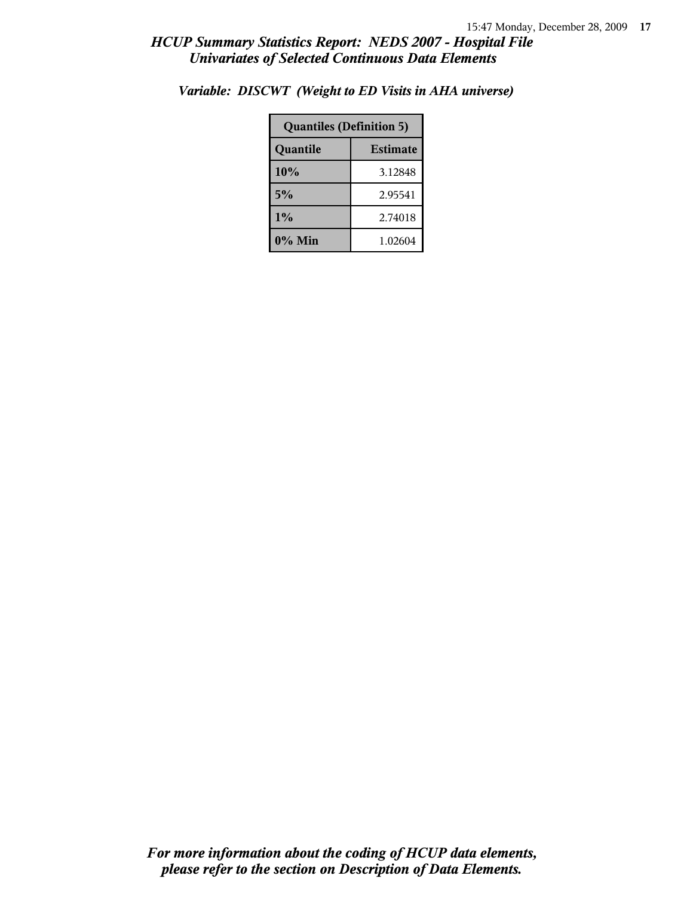# HCUP Summary Statistics Report: NEDS 2007 - Hospital File
## Univariates of Selected Continuous Data Elements

### Variable: DISCWT (Weight to ED Visits in AHA universe)

| Quantiles (Definition 5) | |
|---|---|
| **Quantile** | **Estimate** |
| 10% | 3.12848 |
| 5% | 2.95541 |
| 1% | 2.74018 |
| 0% Min | 1.02604 |

***For more information about the coding of HCUP data elements, please refer to the section on Description of Data Elements.***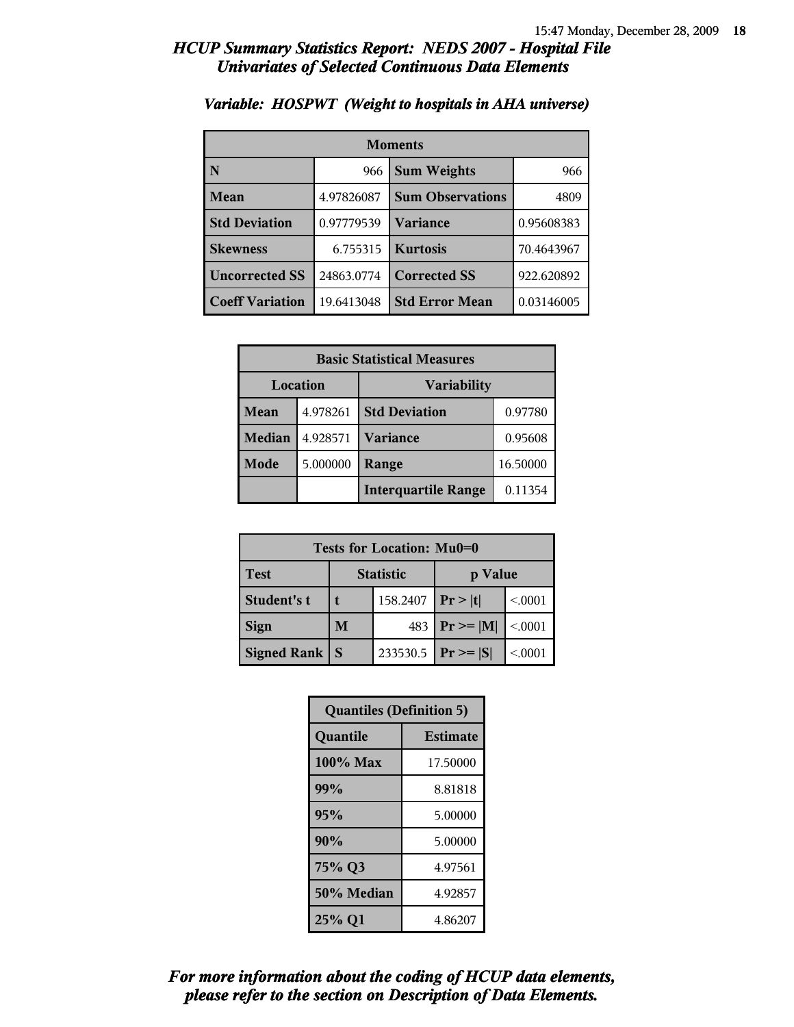## HCUP Summary Statistics Report: NEDS 2007 - Hospital File
## Univariates of Selected Continuous Data Elements

### Variable: HOSPWT (Weight to hospitals in AHA universe)

| Moments | | | |
|---|---|---|---|
| N | 966 | Sum Weights | 966 |
| Mean | 4.97826087 | Sum Observations | 4809 |
| Std Deviation | 0.97779539 | Variance | 0.95608383 |
| Skewness | 6.755315 | Kurtosis | 70.4643967 |
| Uncorrected SS | 24863.0774 | Corrected SS | 922.620892 |
| Coeff Variation | 19.6413048 | Std Error Mean | 0.03146005 |

| Basic Statistical Measures | | | |
|---|---|---|---|
| Location | | Variability | |
| Mean | 4.978261 | Std Deviation | 0.97780 |
| Median | 4.928571 | Variance | 0.95608 |
| Mode | 5.000000 | Range | 16.50000 |
| | | Interquartile Range | 0.11354 |

| Tests for Location: Mu0=0 | | | | |
|---|---|---|---|---|
| Test | Statistic | | p Value | |
| Student's t | t | 158.2407 | Pr > \|t\| | <.0001 |
| Sign | M | 483 | Pr >= \|M\| | <.0001 |
| Signed Rank | S | 233530.5 | Pr >= \|S\| | <.0001 |

| Quantiles (Definition 5) | |
|---|---|
| Quantile | Estimate |
| 100% Max | 17.50000 |
| 99% | 8.81818 |
| 95% | 5.00000 |
| 90% | 5.00000 |
| 75% Q3 | 4.97561 |
| 50% Median | 4.92857 |
| 25% Q1 | 4.86207 |

*For more information about the coding of HCUP data elements, please refer to the section on Description of Data Elements.*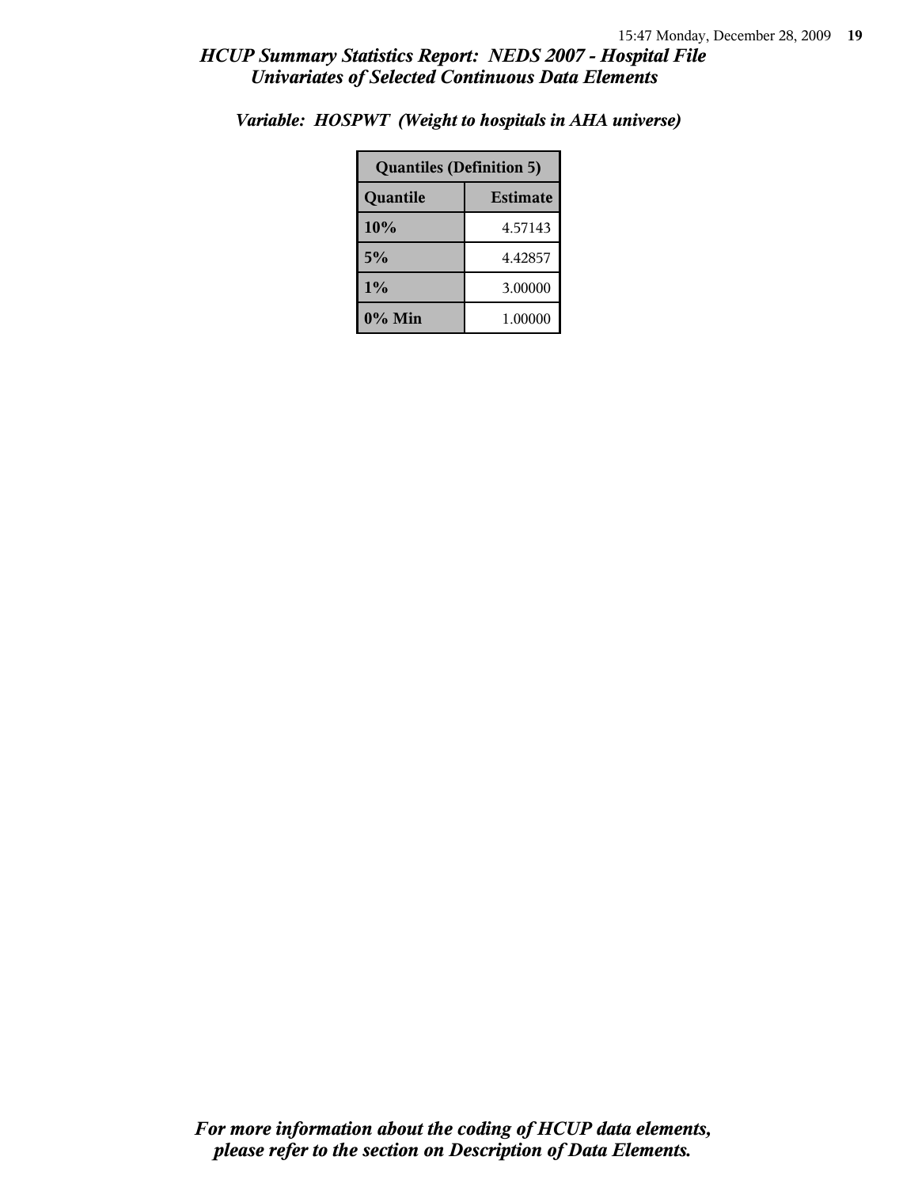*Variable: HOSPWT (Weight to hospitals in AHA universe)*

| Quantiles (Definition 5) | |
|---|---|
| **Quantile** | **Estimate** |
| **10%** | 4.57143 |
| **5%** | 4.42857 |
| **1%** | 3.00000 |
| **0% Min** | 1.00000 |

*For more information about the coding of HCUP data elements, please refer to the section on Description of Data Elements.*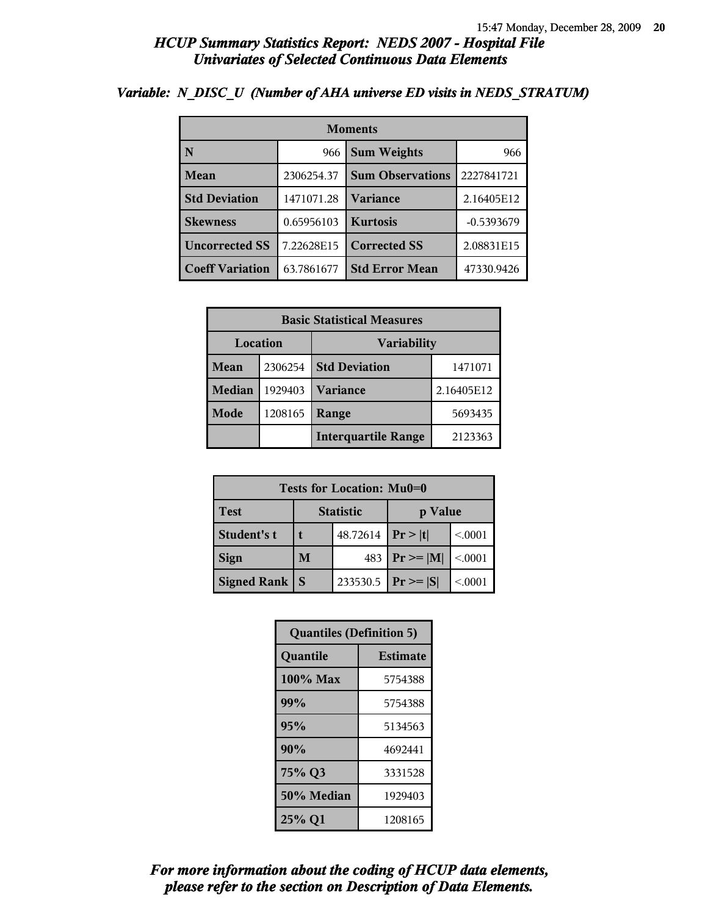# HCUP Summary Statistics Report: NEDS 2007 - Hospital File
## Univariates of Selected Continuous Data Elements

### Variable: N_DISC_U (Number of AHA universe ED visits in NEDS_STRATUM)

| Moments | | | |
|---|---|---|---|
| **N** | 966 | **Sum Weights** | 966 |
| **Mean** | 2306254.37 | **Sum Observations** | 2227841721 |
| **Std Deviation** | 1471071.28 | **Variance** | 2.16405E12 |
| **Skewness** | 0.65956103 | **Kurtosis** | -0.5393679 |
| **Uncorrected SS** | 7.22628E15 | **Corrected SS** | 2.08831E15 |
| **Coeff Variation** | 63.7861677 | **Std Error Mean** | 47330.9426 |

| Basic Statistical Measures | | | |
|---|---|---|---|
| **Location** | | **Variability** | |
| **Mean** | 2306254 | **Std Deviation** | 1471071 |
| **Median** | 1929403 | **Variance** | 2.16405E12 |
| **Mode** | 1208165 | **Range** | 5693435 |
| | | **Interquartile Range** | 2123363 |

| Tests for Location: Mu0=0 | | | | |
|---|---|---|---|---|
| **Test** | **Statistic** | | **p Value** | |
| **Student's t** | **t** | 48.72614 | **Pr > \|t\|** | <.0001 |
| **Sign** | **M** | 483 | **Pr >= \|M\|** | <.0001 |
| **Signed Rank** | **S** | 233530.5 | **Pr >= \|S\|** | <.0001 |

| Quantiles (Definition 5) | |
|---|---|
| **Quantile** | **Estimate** |
| **100% Max** | 5754388 |
| **99%** | 5754388 |
| **95%** | 5134563 |
| **90%** | 4692441 |
| **75% Q3** | 3331528 |
| **50% Median** | 1929403 |
| **25% Q1** | 1208165 |

*For more information about the coding of HCUP data elements, please refer to the section on Description of Data Elements.*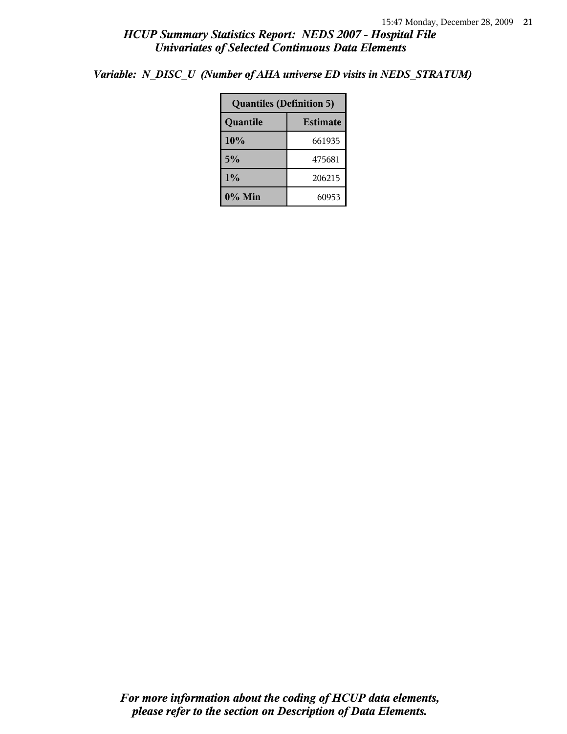*Variable: N_DISC_U (Number of AHA universe ED visits in NEDS_STRATUM)*

| Quantiles (Definition 5) | |
|---|---|
| **Quantile** | **Estimate** |
| **10%** | 661935 |
| **5%** | 475681 |
| **1%** | 206215 |
| **0% Min** | 60953 |

***For more information about the coding of HCUP data elements, please refer to the section on Description of Data Elements.***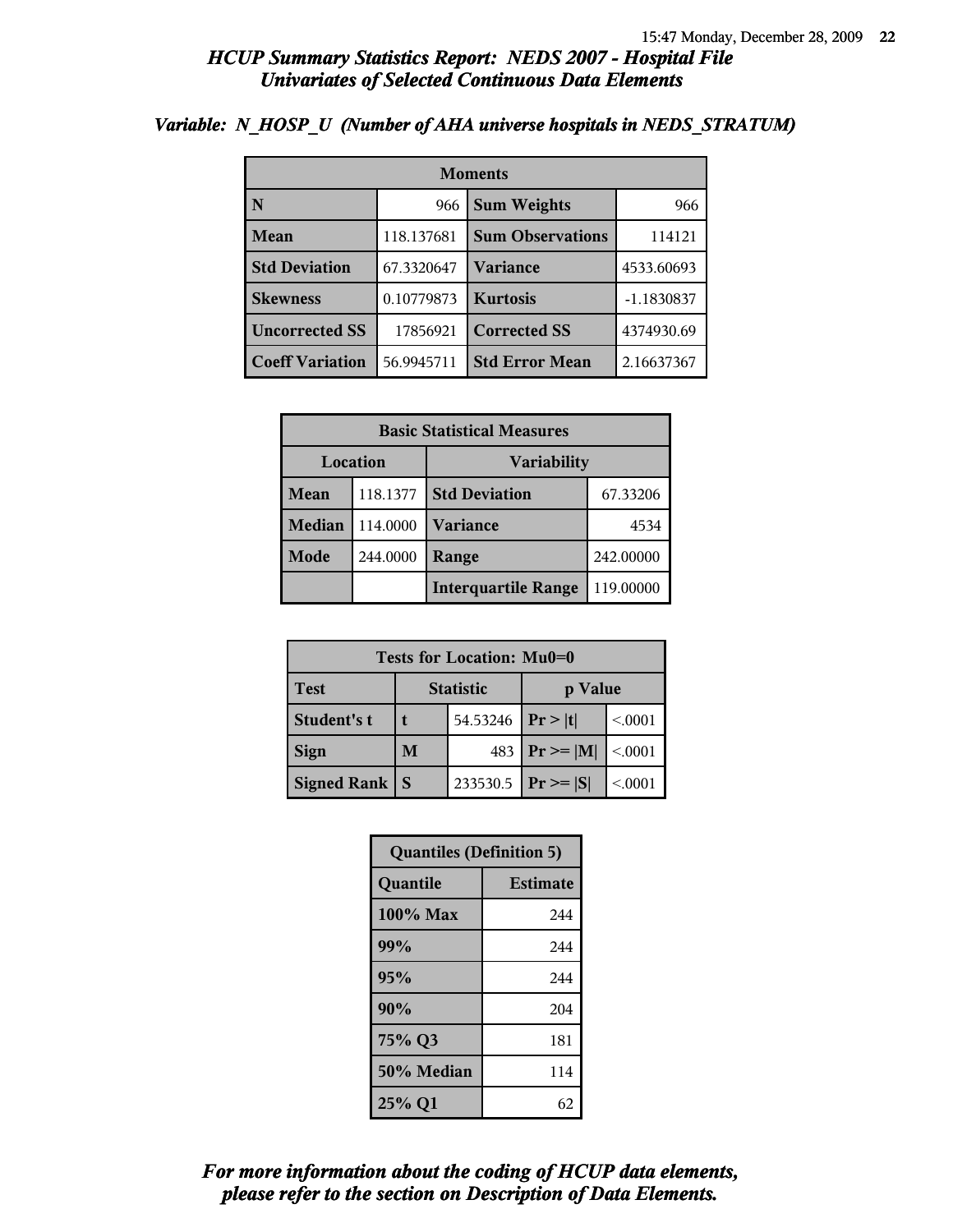# HCUP Summary Statistics Report: NEDS 2007 - Hospital File
## Univariates of Selected Continuous Data Elements

### Variable: N_HOSP_U (Number of AHA universe hospitals in NEDS_STRATUM)

| Moments | | | |
|---|---|---|---|
| **N** | 966 | **Sum Weights** | 966 |
| **Mean** | 118.137681 | **Sum Observations** | 114121 |
| **Std Deviation** | 67.3320647 | **Variance** | 4533.60693 |
| **Skewness** | 0.10779873 | **Kurtosis** | -1.1830837 |
| **Uncorrected SS** | 17856921 | **Corrected SS** | 4374930.69 |
| **Coeff Variation** | 56.9945711 | **Std Error Mean** | 2.16637367 |

| Basic Statistical Measures | | | |
|---|---|---|---|
| **Location** | | **Variability** | |
| **Mean** | 118.1377 | **Std Deviation** | 67.33206 |
| **Median** | 114.0000 | **Variance** | 4534 |
| **Mode** | 244.0000 | **Range** | 242.00000 |
| | | **Interquartile Range** | 119.00000 |

| Tests for Location: Mu0=0 | | | | |
|---|---|---|---|---|
| **Test** | **Statistic** | | **p Value** | |
| **Student's t** | **t** | 54.53246 | **Pr > \|t\|** | <.0001 |
| **Sign** | **M** | 483 | **Pr >= \|M\|** | <.0001 |
| **Signed Rank** | **S** | 233530.5 | **Pr >= \|S\|** | <.0001 |

| Quantiles (Definition 5) | |
|---|---|
| **Quantile** | **Estimate** |
| **100% Max** | 244 |
| **99%** | 244 |
| **95%** | 244 |
| **90%** | 204 |
| **75% Q3** | 181 |
| **50% Median** | 114 |
| **25% Q1** | 62 |

*For more information about the coding of HCUP data elements, please refer to the section on Description of Data Elements.*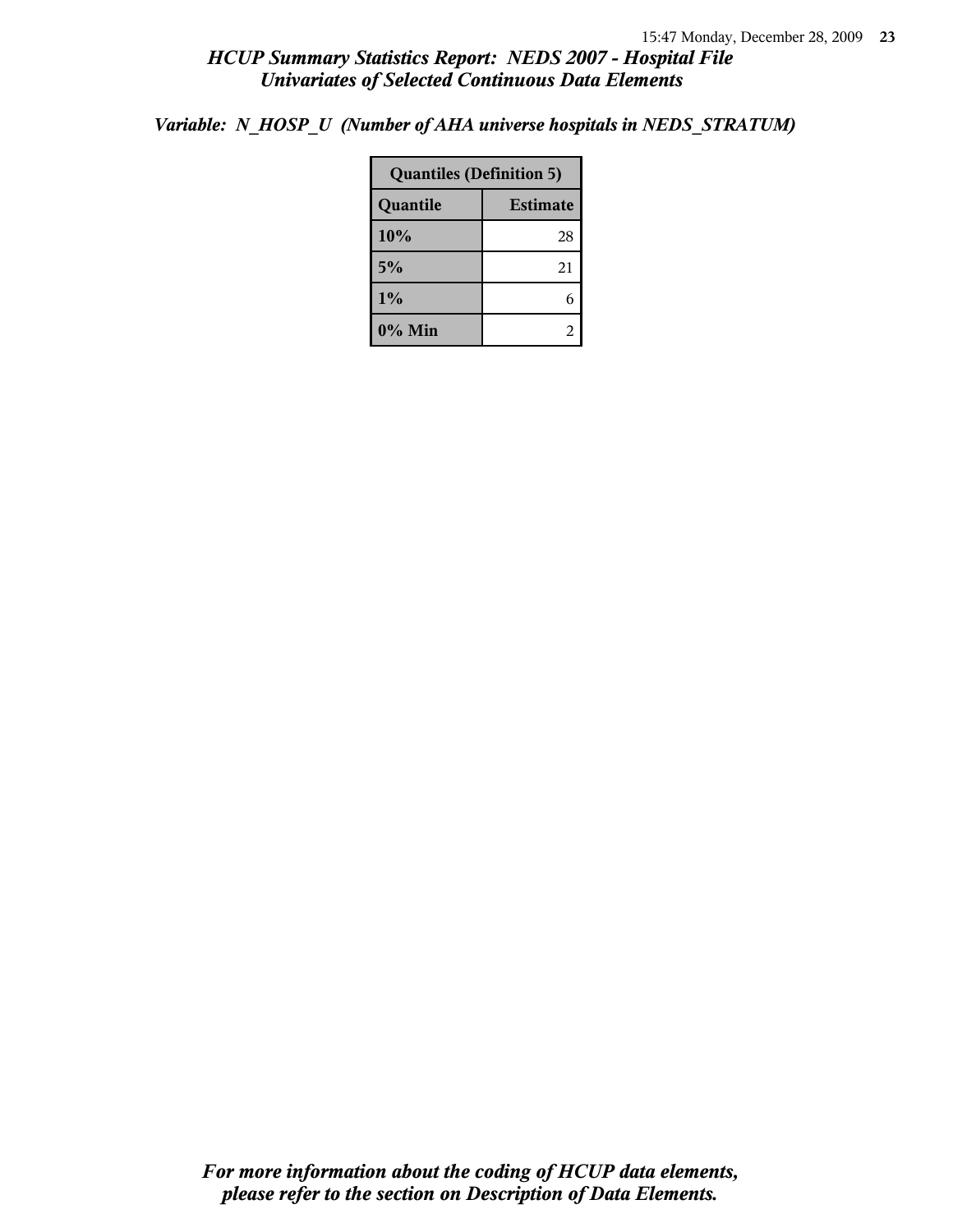*Variable: N_HOSP_U (Number of AHA universe hospitals in NEDS_STRATUM)*

| Quantiles (Definition 5) | |
|---|---|
| **Quantile** | **Estimate** |
| **10%** | 28 |
| **5%** | 21 |
| **1%** | 6 |
| **0% Min** | 2 |

***For more information about the coding of HCUP data elements, please refer to the section on Description of Data Elements.***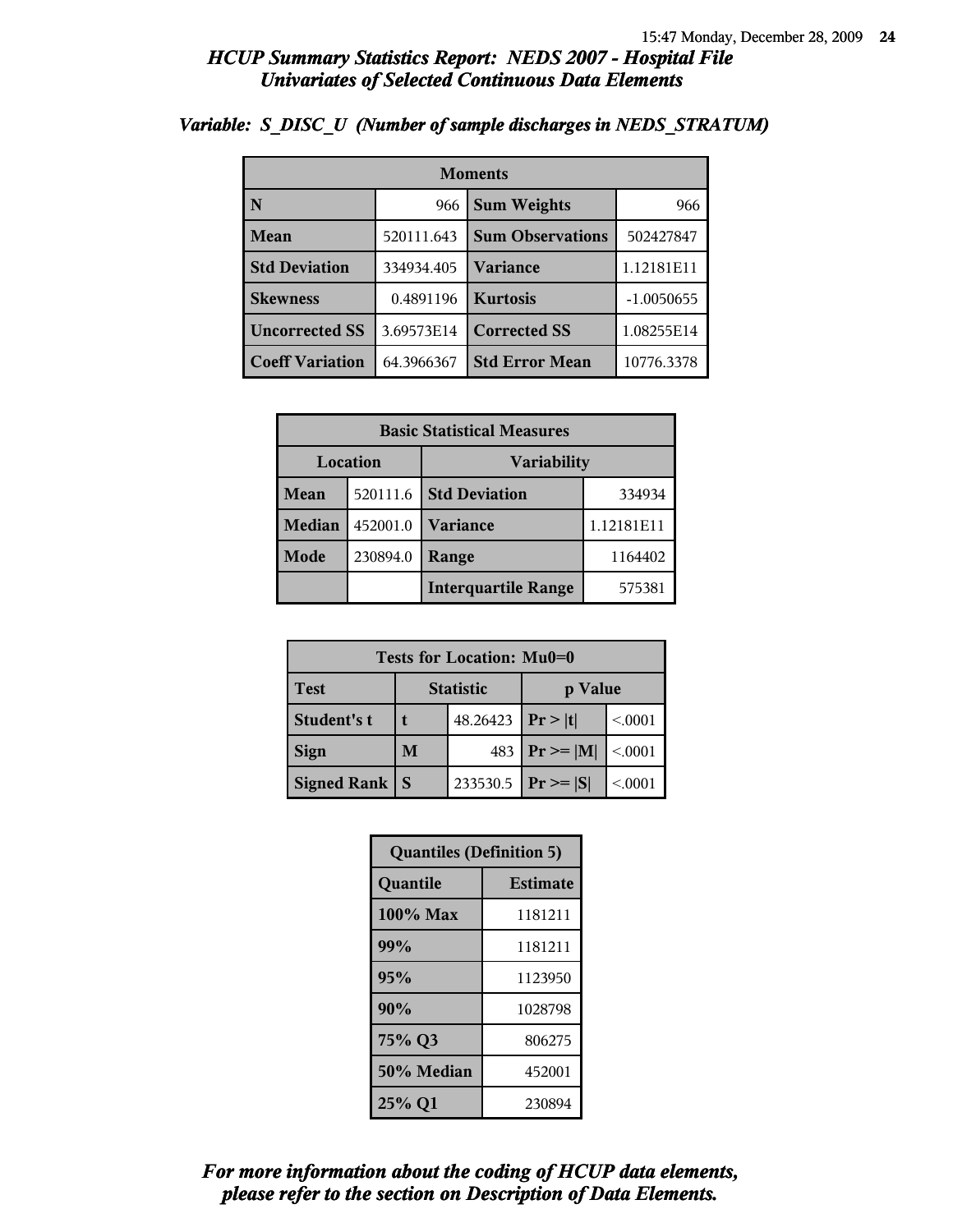## HCUP Summary Statistics Report: NEDS 2007 - Hospital File
## Univariates of Selected Continuous Data Elements

### Variable: S_DISC_U (Number of sample discharges in NEDS_STRATUM)

| Moments | | | |
|---|---|---|---|
| N | 966 | Sum Weights | 966 |
| Mean | 520111.643 | Sum Observations | 502427847 |
| Std Deviation | 334934.405 | Variance | 1.12181E11 |
| Skewness | 0.4891196 | Kurtosis | -1.0050655 |
| Uncorrected SS | 3.69573E14 | Corrected SS | 1.08255E14 |
| Coeff Variation | 64.3966367 | Std Error Mean | 10776.3378 |

| Basic Statistical Measures | | | |
|---|---|---|---|
| Location | | Variability | |
| Mean | 520111.6 | Std Deviation | 334934 |
| Median | 452001.0 | Variance | 1.12181E11 |
| Mode | 230894.0 | Range | 1164402 |
| | | Interquartile Range | 575381 |

| Tests for Location: Mu0=0 | | | | |
|---|---|---|---|---|
| Test | Statistic | | p Value | |
| Student's t | t | 48.26423 | Pr > \|t\| | <.0001 |
| Sign | M | 483 | Pr >= \|M\| | <.0001 |
| Signed Rank | S | 233530.5 | Pr >= \|S\| | <.0001 |

| Quantiles (Definition 5) | |
|---|---|
| Quantile | Estimate |
| 100% Max | 1181211 |
| 99% | 1181211 |
| 95% | 1123950 |
| 90% | 1028798 |
| 75% Q3 | 806275 |
| 50% Median | 452001 |
| 25% Q1 | 230894 |

*For more information about the coding of HCUP data elements, please refer to the section on Description of Data Elements.*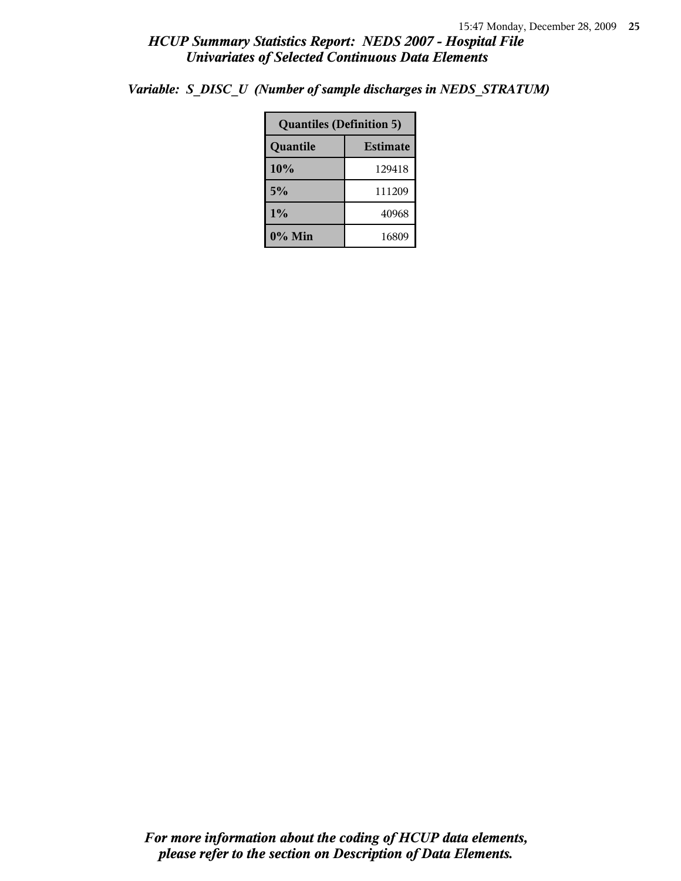*Variable: S_DISC_U (Number of sample discharges in NEDS_STRATUM)*

| Quantiles (Definition 5) | |
|---|---|
| **Quantile** | **Estimate** |
| **10%** | 129418 |
| **5%** | 111209 |
| **1%** | 40968 |
| **0% Min** | 16809 |

***For more information about the coding of HCUP data elements, please refer to the section on Description of Data Elements.***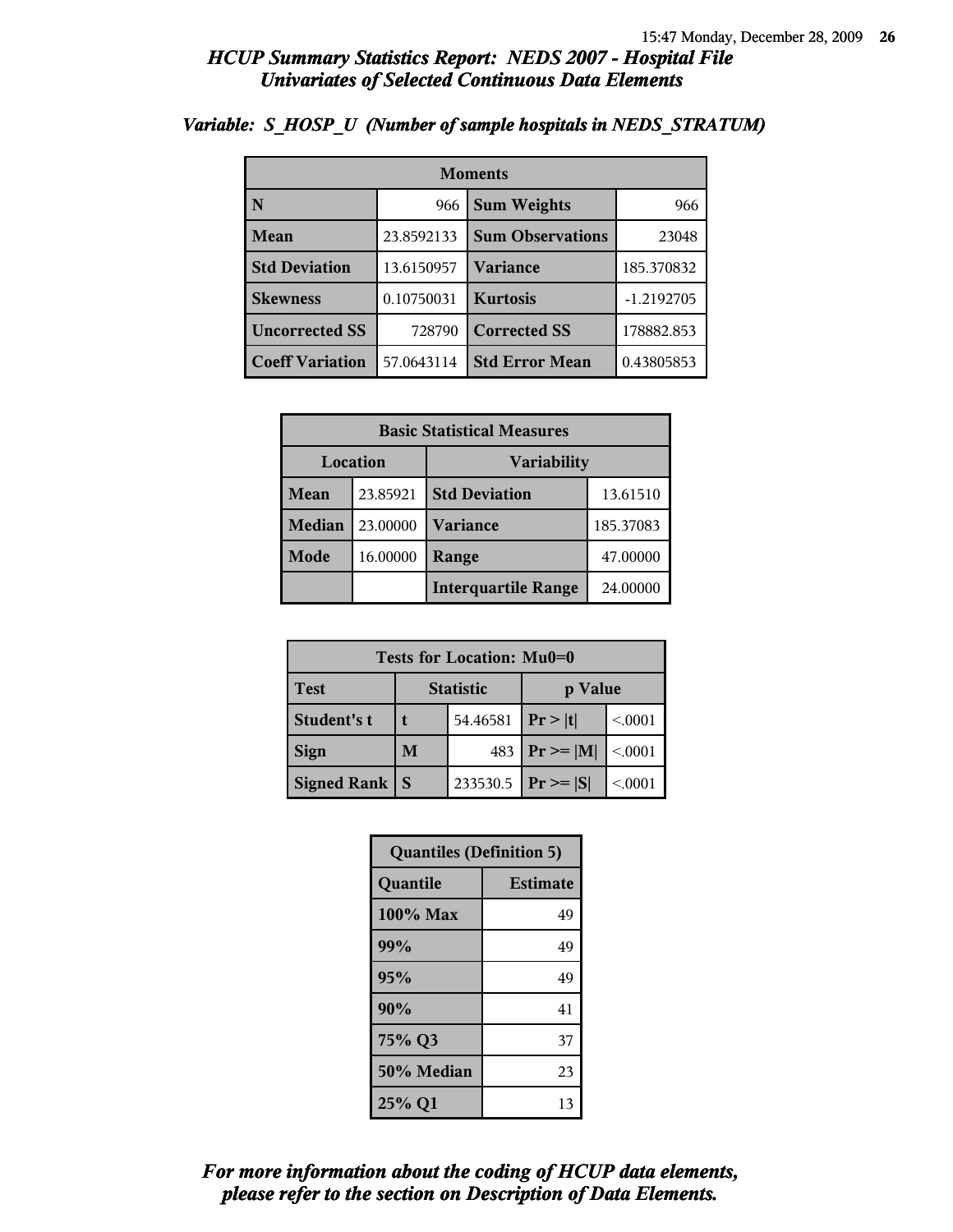## *HCUP Summary Statistics Report: NEDS 2007 - Hospital File*
## *Univariates of Selected Continuous Data Elements*

### *Variable: S_HOSP_U (Number of sample hospitals in NEDS_STRATUM)*

| Moments | | | |
|---|---|---|---|
| **N** | 966 | **Sum Weights** | 966 |
| **Mean** | 23.8592133 | **Sum Observations** | 23048 |
| **Std Deviation** | 13.6150957 | **Variance** | 185.370832 |
| **Skewness** | 0.10750031 | **Kurtosis** | -1.2192705 |
| **Uncorrected SS** | 728790 | **Corrected SS** | 178882.853 |
| **Coeff Variation** | 57.0643114 | **Std Error Mean** | 0.43805853 |

| Basic Statistical Measures | | | |
|---|---|---|---|
| **Location** | | **Variability** | |
| **Mean** | 23.85921 | **Std Deviation** | 13.61510 |
| **Median** | 23.00000 | **Variance** | 185.37083 |
| **Mode** | 16.00000 | **Range** | 47.00000 |
| | | **Interquartile Range** | 24.00000 |

| Tests for Location: Mu0=0 | | | | |
|---|---|---|---|---|
| **Test** | **Statistic** | | **p Value** | |
| **Student's t** | **t** | 54.46581 | **Pr > \|t\|** | <.0001 |
| **Sign** | **M** | 483 | **Pr >= \|M\|** | <.0001 |
| **Signed Rank** | **S** | 233530.5 | **Pr >= \|S\|** | <.0001 |

| Quantiles (Definition 5) | |
|---|---|
| **Quantile** | **Estimate** |
| **100% Max** | 49 |
| **99%** | 49 |
| **95%** | 49 |
| **90%** | 41 |
| **75% Q3** | 37 |
| **50% Median** | 23 |
| **25% Q1** | 13 |

***For more information about the coding of HCUP data elements, please refer to the section on Description of Data Elements.***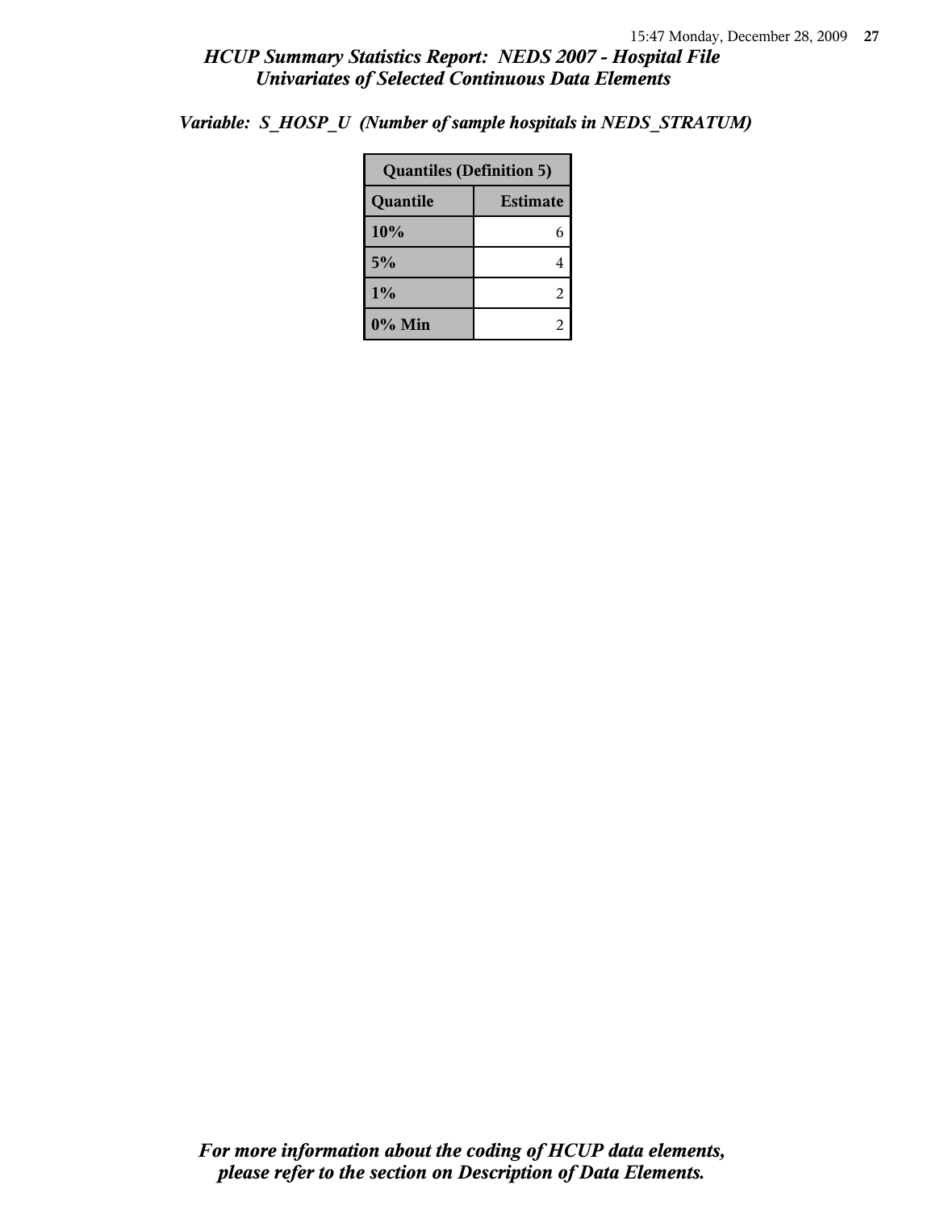## HCUP Summary Statistics Report: NEDS 2007 - Hospital File
## Univariates of Selected Continuous Data Elements

*Variable: S_HOSP_U (Number of sample hospitals in NEDS_STRATUM)*

| Quantiles (Definition 5) | |
|---|---|
| **Quantile** | **Estimate** |
| 10% | 6 |
| 5% | 4 |
| 1% | 2 |
| 0% Min | 2 |

*For more information about the coding of HCUP data elements, please refer to the section on Description of Data Elements.*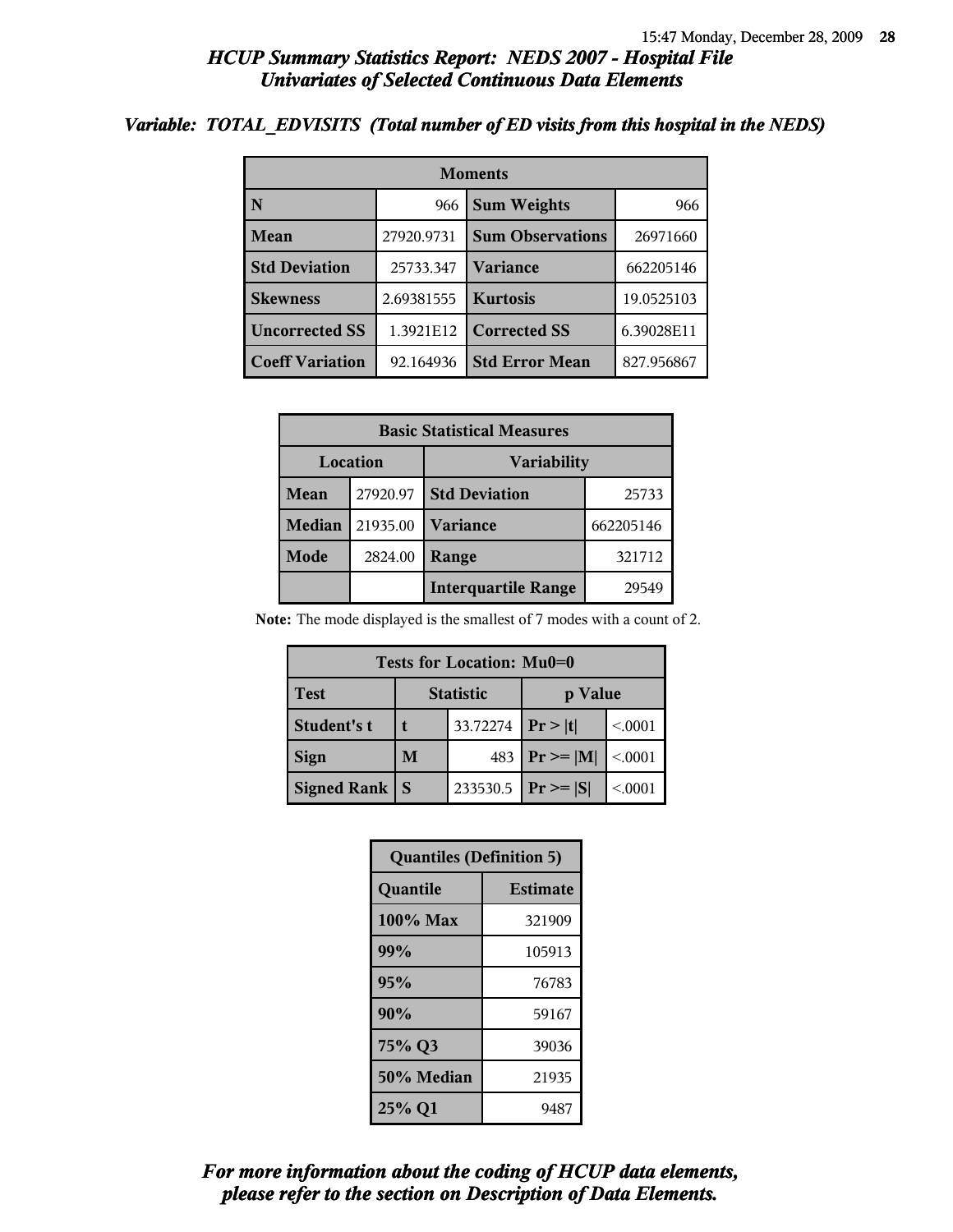# *HCUP Summary Statistics Report: NEDS 2007 - Hospital File*
## *Univariates of Selected Continuous Data Elements*

### *Variable: TOTAL_EDVISITS (Total number of ED visits from this hospital in the NEDS)*

| Moments | | | |
|---|---|---|---|
| **N** | 966 | **Sum Weights** | 966 |
| **Mean** | 27920.9731 | **Sum Observations** | 26971660 |
| **Std Deviation** | 25733.347 | **Variance** | 662205146 |
| **Skewness** | 2.69381555 | **Kurtosis** | 19.0525103 |
| **Uncorrected SS** | 1.3921E12 | **Corrected SS** | 6.39028E11 |
| **Coeff Variation** | 92.164936 | **Std Error Mean** | 827.956867 |

| Basic Statistical Measures | | | |
|---|---|---|---|
| Location | | Variability | |
| **Mean** | 27920.97 | **Std Deviation** | 25733 |
| **Median** | 21935.00 | **Variance** | 662205146 |
| **Mode** | 2824.00 | **Range** | 321712 |
| | | **Interquartile Range** | 29549 |

**Note:** The mode displayed is the smallest of 7 modes with a count of 2.

| Tests for Location: Mu0=0 | | | | |
|---|---|---|---|---|
| Test | Statistic | | p Value | |
| **Student's t** | **t** | 33.72274 | **Pr > \|t\|** | <.0001 |
| **Sign** | **M** | 483 | **Pr >= \|M\|** | <.0001 |
| **Signed Rank** | **S** | 233530.5 | **Pr >= \|S\|** | <.0001 |

| Quantiles (Definition 5) | |
|---|---|
| Quantile | Estimate |
| **100% Max** | 321909 |
| **99%** | 105913 |
| **95%** | 76783 |
| **90%** | 59167 |
| **75% Q3** | 39036 |
| **50% Median** | 21935 |
| **25% Q1** | 9487 |

***For more information about the coding of HCUP data elements, please refer to the section on Description of Data Elements.***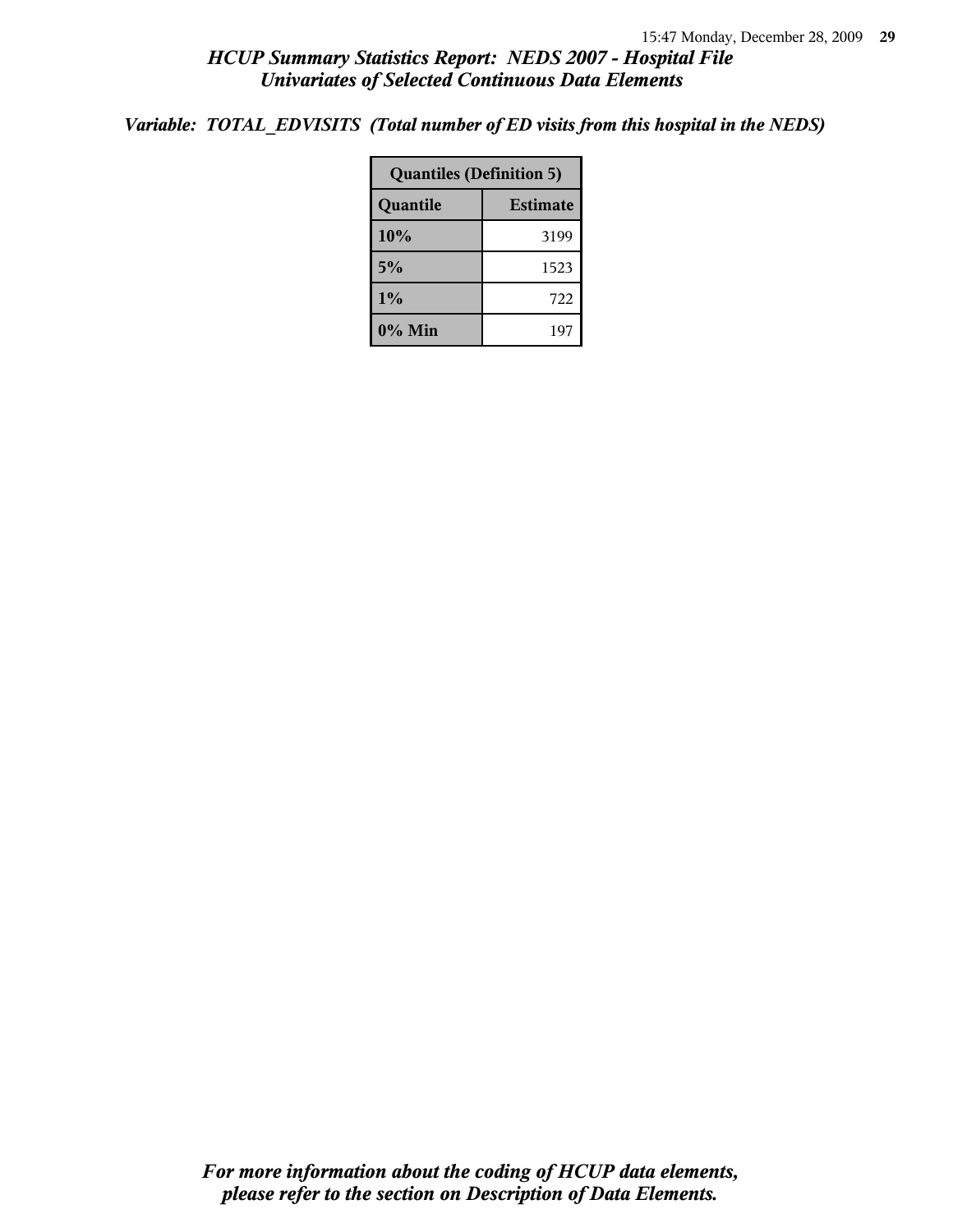*Variable: TOTAL_EDVISITS (Total number of ED visits from this hospital in the NEDS)*

| Quantiles (Definition 5) | |
|---|---|
| **Quantile** | **Estimate** |
| **10%** | 3199 |
| **5%** | 1523 |
| **1%** | 722 |
| **0% Min** | 197 |